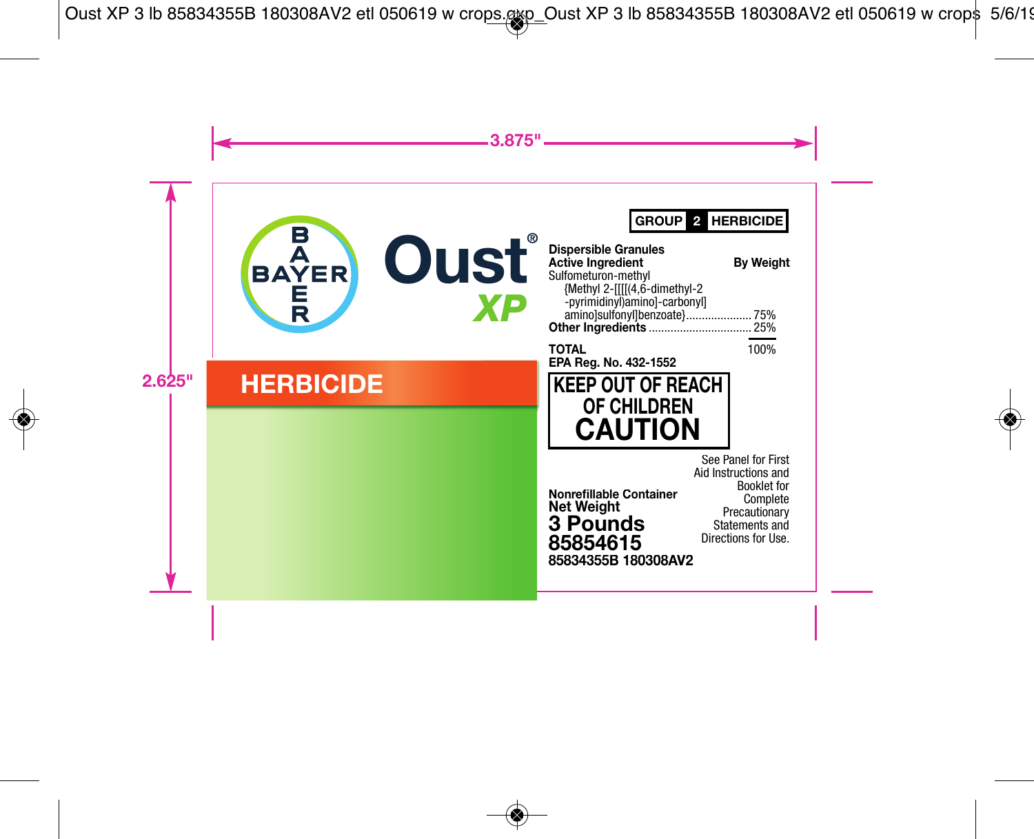BAYER

# Oust® XP

## HERBICIDE

**GROUP 2 HERBICIDE**

**Dispersible Granules**

| **Active Ingredient** | **By Weight** |
|---|---|
| Sulfometuron-methyl {Methyl 2-[[[[(4,6-dimethyl-2-pyrimidinyl)amino]-carbonyl]amino]sulfonyl]benzoate} | 75% |
| **Other Ingredients** | 25% |
| **TOTAL** | 100% |

**EPA Reg. No. 432-1552**

**KEEP OUT OF REACH OF CHILDREN**

**CAUTION**

See Panel for First Aid Instructions and Booklet for Complete Precautionary Statements and Directions for Use.

**Nonrefillable Container**

**Net Weight**

**3 Pounds**

**85854615**

**85834355B 180308AV2**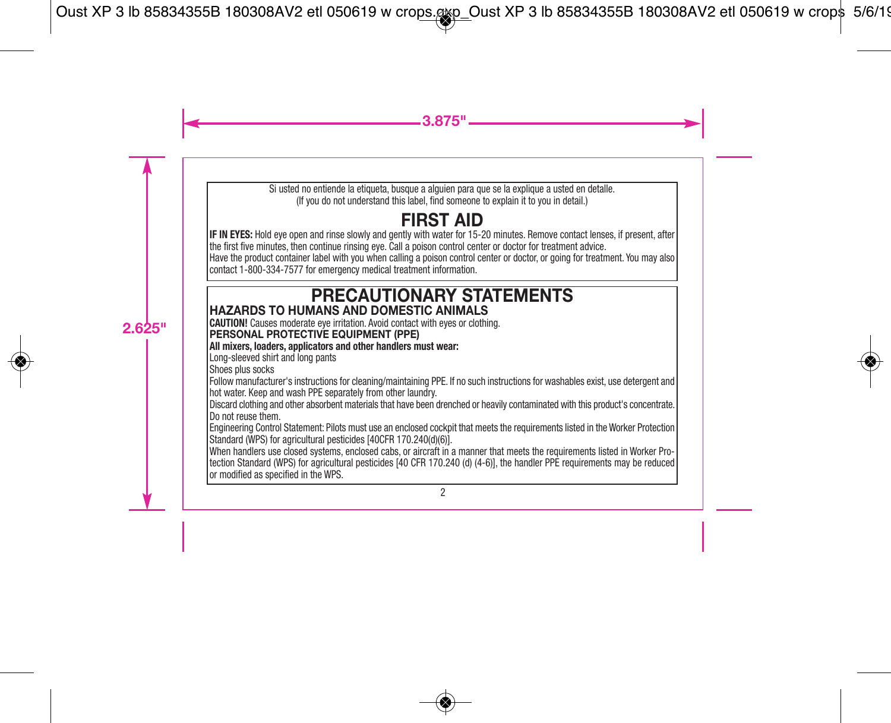Si usted no entiende la etiqueta, busque a alguien para que se la explique a usted en detalle.
(If you do not understand this label, find someone to explain it to you in detail.)

## FIRST AID

**IF IN EYES:** Hold eye open and rinse slowly and gently with water for 15-20 minutes. Remove contact lenses, if present, after the first five minutes, then continue rinsing eye. Call a poison control center or doctor for treatment advice.
Have the product container label with you when calling a poison control center or doctor, or going for treatment. You may also contact 1-800-334-7577 for emergency medical treatment information.

## PRECAUTIONARY STATEMENTS

### HAZARDS TO HUMANS AND DOMESTIC ANIMALS

**CAUTION!** Causes moderate eye irritation. Avoid contact with eyes or clothing.

### PERSONAL PROTECTIVE EQUIPMENT (PPE)

**All mixers, loaders, applicators and other handlers must wear:**
Long-sleeved shirt and long pants
Shoes plus socks

Follow manufacturer's instructions for cleaning/maintaining PPE. If no such instructions for washables exist, use detergent and hot water. Keep and wash PPE separately from other laundry.

Discard clothing and other absorbent materials that have been drenched or heavily contaminated with this product's concentrate. Do not reuse them.

Engineering Control Statement: Pilots must use an enclosed cockpit that meets the requirements listed in the Worker Protection Standard (WPS) for agricultural pesticides [40CFR 170.240(d)(6)].

When handlers use closed systems, enclosed cabs, or aircraft in a manner that meets the requirements listed in Worker Protection Standard (WPS) for agricultural pesticides [40 CFR 170.240 (d) (4-6)], the handler PPE requirements may be reduced or modified as specified in the WPS.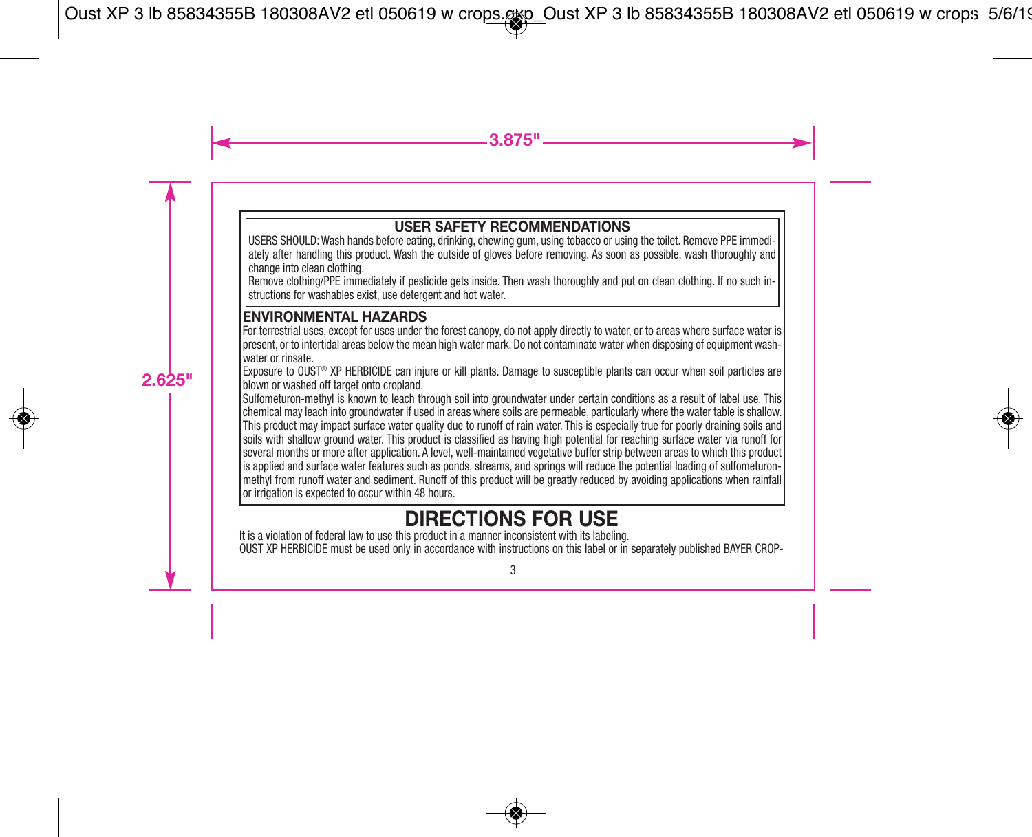## USER SAFETY RECOMMENDATIONS

USERS SHOULD: Wash hands before eating, drinking, chewing gum, using tobacco or using the toilet. Remove PPE immediately after handling this product. Wash the outside of gloves before removing. As soon as possible, wash thoroughly and change into clean clothing.

Remove clothing/PPE immediately if pesticide gets inside. Then wash thoroughly and put on clean clothing. If no such instructions for washables exist, use detergent and hot water.

## ENVIRONMENTAL HAZARDS

For terrestrial uses, except for uses under the forest canopy, do not apply directly to water, or to areas where surface water is present, or to intertidal areas below the mean high water mark. Do not contaminate water when disposing of equipment washwater or rinsate.

Exposure to OUST® XP HERBICIDE can injure or kill plants. Damage to susceptible plants can occur when soil particles are blown or washed off target onto cropland.

Sulfometuron-methyl is known to leach through soil into groundwater under certain conditions as a result of label use. This chemical may leach into groundwater if used in areas where soils are permeable, particularly where the water table is shallow. This product may impact surface water quality due to runoff of rain water. This is especially true for poorly draining soils and soils with shallow ground water. This product is classified as having high potential for reaching surface water via runoff for several months or more after application. A level, well-maintained vegetative buffer strip between areas to which this product is applied and surface water features such as ponds, streams, and springs will reduce the potential loading of sulfometuron-methyl from runoff water and sediment. Runoff of this product will be greatly reduced by avoiding applications when rainfall or irrigation is expected to occur within 48 hours.

# DIRECTIONS FOR USE

It is a violation of federal law to use this product in a manner inconsistent with its labeling.

OUST XP HERBICIDE must be used only in accordance with instructions on this label or in separately published BAYER CROP-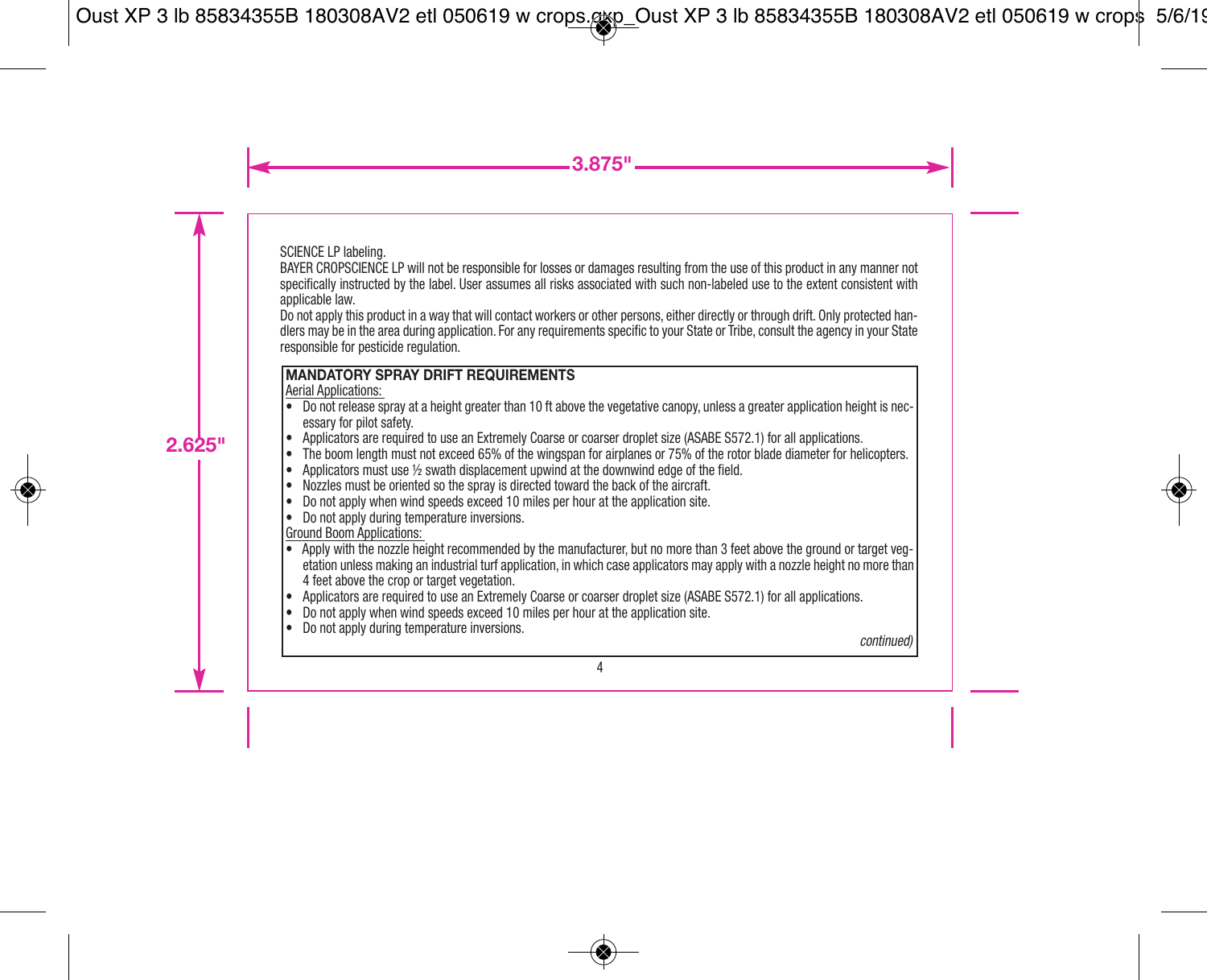SCIENCE LP labeling.

BAYER CROPSCIENCE LP will not be responsible for losses or damages resulting from the use of this product in any manner not specifically instructed by the label. User assumes all risks associated with such non-labeled use to the extent consistent with applicable law.

Do not apply this product in a way that will contact workers or other persons, either directly or through drift. Only protected handlers may be in the area during application. For any requirements specific to your State or Tribe, consult the agency in your State responsible for pesticide regulation.

**MANDATORY SPRAY DRIFT REQUIREMENTS**

Aerial Applications:

- Do not release spray at a height greater than 10 ft above the vegetative canopy, unless a greater application height is necessary for pilot safety.
- Applicators are required to use an Extremely Coarse or coarser droplet size (ASABE S572.1) for all applications.
- The boom length must not exceed 65% of the wingspan for airplanes or 75% of the rotor blade diameter for helicopters.
- Applicators must use ½ swath displacement upwind at the downwind edge of the field.
- Nozzles must be oriented so the spray is directed toward the back of the aircraft.
- Do not apply when wind speeds exceed 10 miles per hour at the application site.
- Do not apply during temperature inversions.

Ground Boom Applications:

- Apply with the nozzle height recommended by the manufacturer, but no more than 3 feet above the ground or target vegetation unless making an industrial turf application, in which case applicators may apply with a nozzle height no more than 4 feet above the crop or target vegetation.
- Applicators are required to use an Extremely Coarse or coarser droplet size (ASABE S572.1) for all applications.
- Do not apply when wind speeds exceed 10 miles per hour at the application site.
- Do not apply during temperature inversions.

*continued)*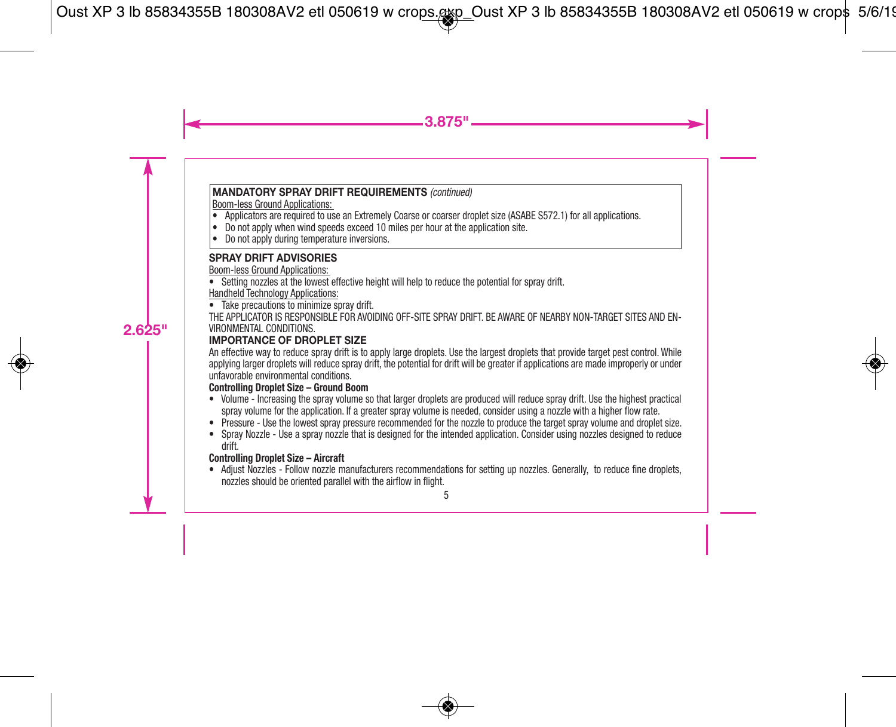**MANDATORY SPRAY DRIFT REQUIREMENTS** *(continued)*

Boom-less Ground Applications:

- Applicators are required to use an Extremely Coarse or coarser droplet size (ASABE S572.1) for all applications.
- Do not apply when wind speeds exceed 10 miles per hour at the application site.
- Do not apply during temperature inversions.

**SPRAY DRIFT ADVISORIES**

Boom-less Ground Applications:

- Setting nozzles at the lowest effective height will help to reduce the potential for spray drift.

Handheld Technology Applications:

- Take precautions to minimize spray drift.

THE APPLICATOR IS RESPONSIBLE FOR AVOIDING OFF-SITE SPRAY DRIFT. BE AWARE OF NEARBY NON-TARGET SITES AND ENVIRONMENTAL CONDITIONS.

**IMPORTANCE OF DROPLET SIZE**

An effective way to reduce spray drift is to apply large droplets. Use the largest droplets that provide target pest control. While applying larger droplets will reduce spray drift, the potential for drift will be greater if applications are made improperly or under unfavorable environmental conditions.

**Controlling Droplet Size – Ground Boom**

- Volume - Increasing the spray volume so that larger droplets are produced will reduce spray drift. Use the highest practical spray volume for the application. If a greater spray volume is needed, consider using a nozzle with a higher flow rate.
- Pressure - Use the lowest spray pressure recommended for the nozzle to produce the target spray volume and droplet size.
- Spray Nozzle - Use a spray nozzle that is designed for the intended application. Consider using nozzles designed to reduce drift.

**Controlling Droplet Size – Aircraft**

- Adjust Nozzles - Follow nozzle manufacturers recommendations for setting up nozzles. Generally, to reduce fine droplets, nozzles should be oriented parallel with the airflow in flight.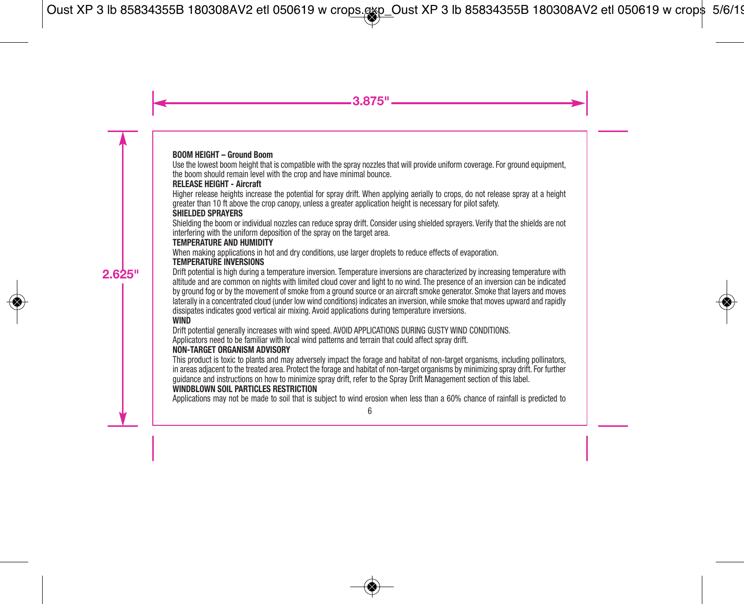**BOOM HEIGHT – Ground Boom**

Use the lowest boom height that is compatible with the spray nozzles that will provide uniform coverage. For ground equipment, the boom should remain level with the crop and have minimal bounce.

**RELEASE HEIGHT - Aircraft**

Higher release heights increase the potential for spray drift. When applying aerially to crops, do not release spray at a height greater than 10 ft above the crop canopy, unless a greater application height is necessary for pilot safety.

**SHIELDED SPRAYERS**

Shielding the boom or individual nozzles can reduce spray drift. Consider using shielded sprayers. Verify that the shields are not interfering with the uniform deposition of the spray on the target area.

**TEMPERATURE AND HUMIDITY**

When making applications in hot and dry conditions, use larger droplets to reduce effects of evaporation.

**TEMPERATURE INVERSIONS**

Drift potential is high during a temperature inversion. Temperature inversions are characterized by increasing temperature with altitude and are common on nights with limited cloud cover and light to no wind. The presence of an inversion can be indicated by ground fog or by the movement of smoke from a ground source or an aircraft smoke generator. Smoke that layers and moves laterally in a concentrated cloud (under low wind conditions) indicates an inversion, while smoke that moves upward and rapidly dissipates indicates good vertical air mixing. Avoid applications during temperature inversions.

**WIND**

Drift potential generally increases with wind speed. AVOID APPLICATIONS DURING GUSTY WIND CONDITIONS.

Applicators need to be familiar with local wind patterns and terrain that could affect spray drift.

**NON-TARGET ORGANISM ADVISORY**

This product is toxic to plants and may adversely impact the forage and habitat of non-target organisms, including pollinators, in areas adjacent to the treated area. Protect the forage and habitat of non-target organisms by minimizing spray drift. For further guidance and instructions on how to minimize spray drift, refer to the Spray Drift Management section of this label.

**WINDBLOWN SOIL PARTICLES RESTRICTION**

Applications may not be made to soil that is subject to wind erosion when less than a 60% chance of rainfall is predicted to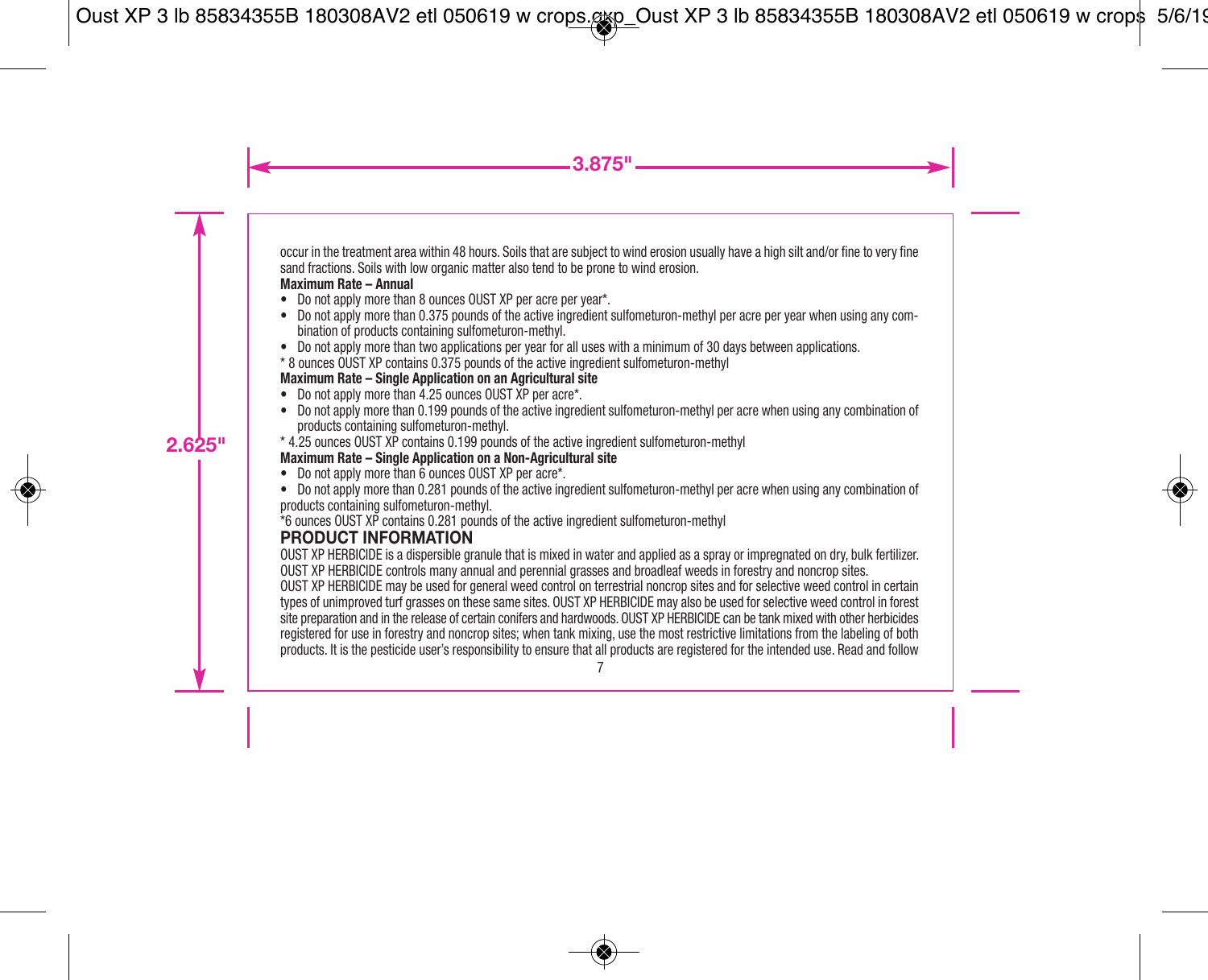occur in the treatment area within 48 hours. Soils that are subject to wind erosion usually have a high silt and/or fine to very fine sand fractions. Soils with low organic matter also tend to be prone to wind erosion.

**Maximum Rate – Annual**

- Do not apply more than 8 ounces OUST XP per acre per year*.
- Do not apply more than 0.375 pounds of the active ingredient sulfometuron-methyl per acre per year when using any combination of products containing sulfometuron-methyl.
- Do not apply more than two applications per year for all uses with a minimum of 30 days between applications.

* 8 ounces OUST XP contains 0.375 pounds of the active ingredient sulfometuron-methyl

**Maximum Rate – Single Application on an Agricultural site**

- Do not apply more than 4.25 ounces OUST XP per acre*.
- Do not apply more than 0.199 pounds of the active ingredient sulfometuron-methyl per acre when using any combination of products containing sulfometuron-methyl.

* 4.25 ounces OUST XP contains 0.199 pounds of the active ingredient sulfometuron-methyl

**Maximum Rate – Single Application on a Non-Agricultural site**

- Do not apply more than 6 ounces OUST XP per acre*.
- Do not apply more than 0.281 pounds of the active ingredient sulfometuron-methyl per acre when using any combination of products containing sulfometuron-methyl.

*6 ounces OUST XP contains 0.281 pounds of the active ingredient sulfometuron-methyl

## PRODUCT INFORMATION

OUST XP HERBICIDE is a dispersible granule that is mixed in water and applied as a spray or impregnated on dry, bulk fertilizer. OUST XP HERBICIDE controls many annual and perennial grasses and broadleaf weeds in forestry and noncrop sites.

OUST XP HERBICIDE may be used for general weed control on terrestrial noncrop sites and for selective weed control in certain types of unimproved turf grasses on these same sites. OUST XP HERBICIDE may also be used for selective weed control in forest site preparation and in the release of certain conifers and hardwoods. OUST XP HERBICIDE can be tank mixed with other herbicides registered for use in forestry and noncrop sites; when tank mixing, use the most restrictive limitations from the labeling of both products. It is the pesticide user's responsibility to ensure that all products are registered for the intended use. Read and follow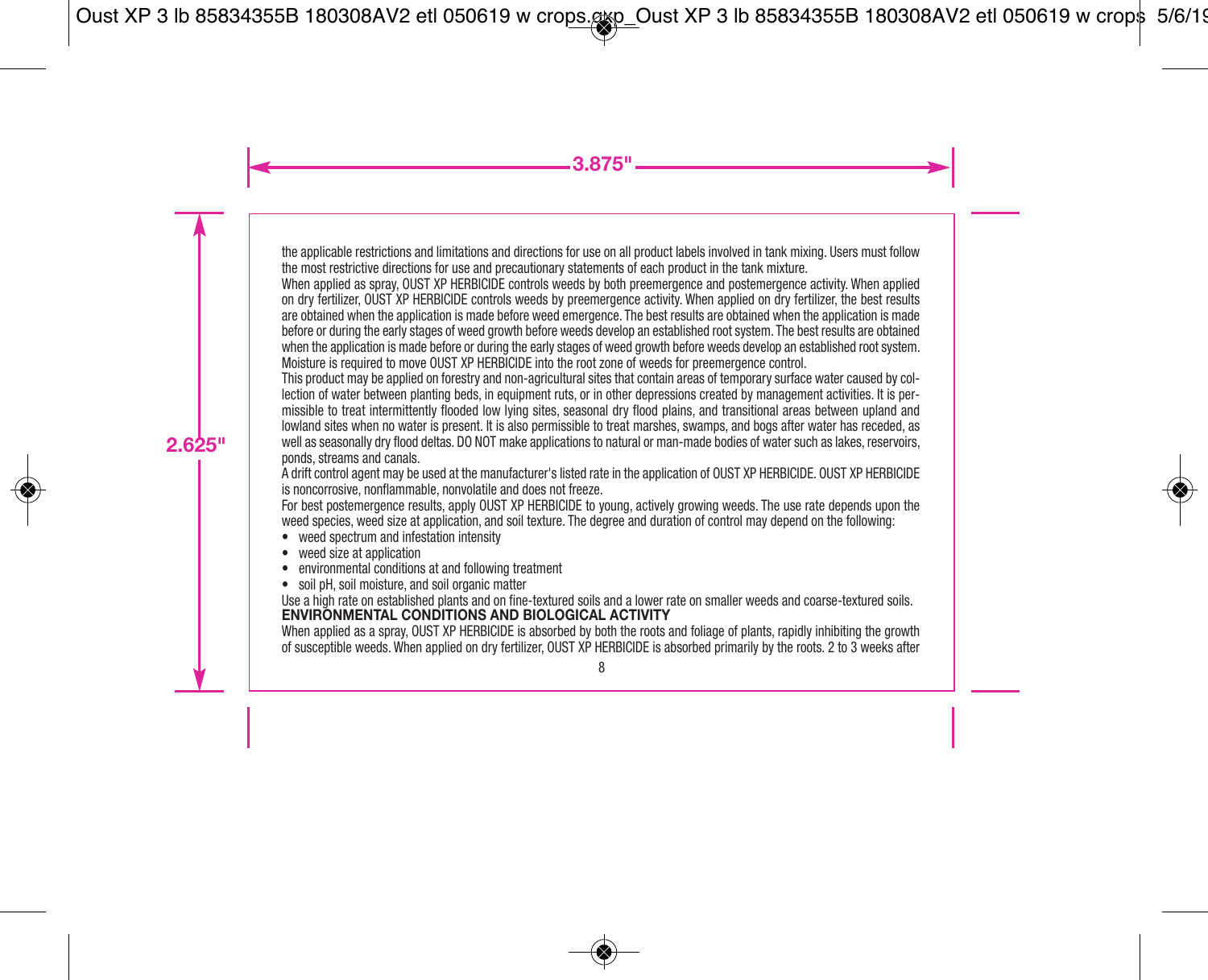the applicable restrictions and limitations and directions for use on all product labels involved in tank mixing. Users must follow the most restrictive directions for use and precautionary statements of each product in the tank mixture.

When applied as spray, OUST XP HERBICIDE controls weeds by both preemergence and postemergence activity. When applied on dry fertilizer, OUST XP HERBICIDE controls weeds by preemergence activity. When applied on dry fertilizer, the best results are obtained when the application is made before weed emergence. The best results are obtained when the application is made before or during the early stages of weed growth before weeds develop an established root system. The best results are obtained when the application is made before or during the early stages of weed growth before weeds develop an established root system. Moisture is required to move OUST XP HERBICIDE into the root zone of weeds for preemergence control.

This product may be applied on forestry and non-agricultural sites that contain areas of temporary surface water caused by collection of water between planting beds, in equipment ruts, or in other depressions created by management activities. It is permissible to treat intermittently flooded low lying sites, seasonal dry flood plains, and transitional areas between upland and lowland sites when no water is present. It is also permissible to treat marshes, swamps, and bogs after water has receded, as well as seasonally dry flood deltas. DO NOT make applications to natural or man-made bodies of water such as lakes, reservoirs, ponds, streams and canals.

A drift control agent may be used at the manufacturer's listed rate in the application of OUST XP HERBICIDE. OUST XP HERBICIDE is noncorrosive, nonflammable, nonvolatile and does not freeze.

For best postemergence results, apply OUST XP HERBICIDE to young, actively growing weeds. The use rate depends upon the weed species, weed size at application, and soil texture. The degree and duration of control may depend on the following:

- weed spectrum and infestation intensity
- weed size at application
- environmental conditions at and following treatment
- soil pH, soil moisture, and soil organic matter

Use a high rate on established plants and on fine-textured soils and a lower rate on smaller weeds and coarse-textured soils.

**ENVIRONMENTAL CONDITIONS AND BIOLOGICAL ACTIVITY**

When applied as a spray, OUST XP HERBICIDE is absorbed by both the roots and foliage of plants, rapidly inhibiting the growth of susceptible weeds. When applied on dry fertilizer, OUST XP HERBICIDE is absorbed primarily by the roots. 2 to 3 weeks after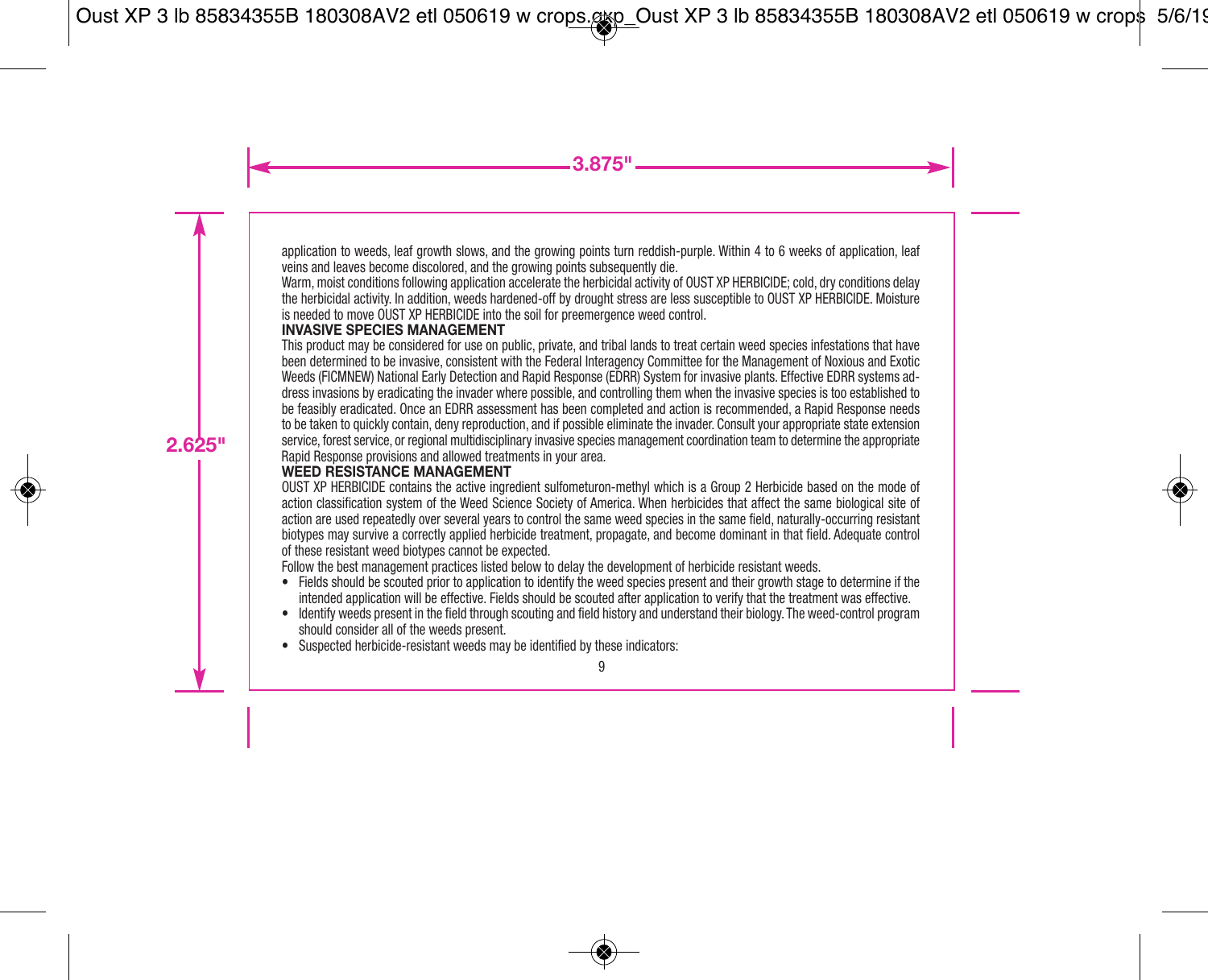application to weeds, leaf growth slows, and the growing points turn reddish-purple. Within 4 to 6 weeks of application, leaf veins and leaves become discolored, and the growing points subsequently die.

Warm, moist conditions following application accelerate the herbicidal activity of OUST XP HERBICIDE; cold, dry conditions delay the herbicidal activity. In addition, weeds hardened-off by drought stress are less susceptible to OUST XP HERBICIDE. Moisture is needed to move OUST XP HERBICIDE into the soil for preemergence weed control.

**INVASIVE SPECIES MANAGEMENT**

This product may be considered for use on public, private, and tribal lands to treat certain weed species infestations that have been determined to be invasive, consistent with the Federal Interagency Committee for the Management of Noxious and Exotic Weeds (FICMNEW) National Early Detection and Rapid Response (EDRR) System for invasive plants. Effective EDRR systems address invasions by eradicating the invader where possible, and controlling them when the invasive species is too established to be feasibly eradicated. Once an EDRR assessment has been completed and action is recommended, a Rapid Response needs to be taken to quickly contain, deny reproduction, and if possible eliminate the invader. Consult your appropriate state extension service, forest service, or regional multidisciplinary invasive species management coordination team to determine the appropriate Rapid Response provisions and allowed treatments in your area.

**WEED RESISTANCE MANAGEMENT**

OUST XP HERBICIDE contains the active ingredient sulfometuron-methyl which is a Group 2 Herbicide based on the mode of action classification system of the Weed Science Society of America. When herbicides that affect the same biological site of action are used repeatedly over several years to control the same weed species in the same field, naturally-occurring resistant biotypes may survive a correctly applied herbicide treatment, propagate, and become dominant in that field. Adequate control of these resistant weed biotypes cannot be expected.

Follow the best management practices listed below to delay the development of herbicide resistant weeds.

- Fields should be scouted prior to application to identify the weed species present and their growth stage to determine if the intended application will be effective. Fields should be scouted after application to verify that the treatment was effective.
- Identify weeds present in the field through scouting and field history and understand their biology. The weed-control program should consider all of the weeds present.
- Suspected herbicide-resistant weeds may be identified by these indicators: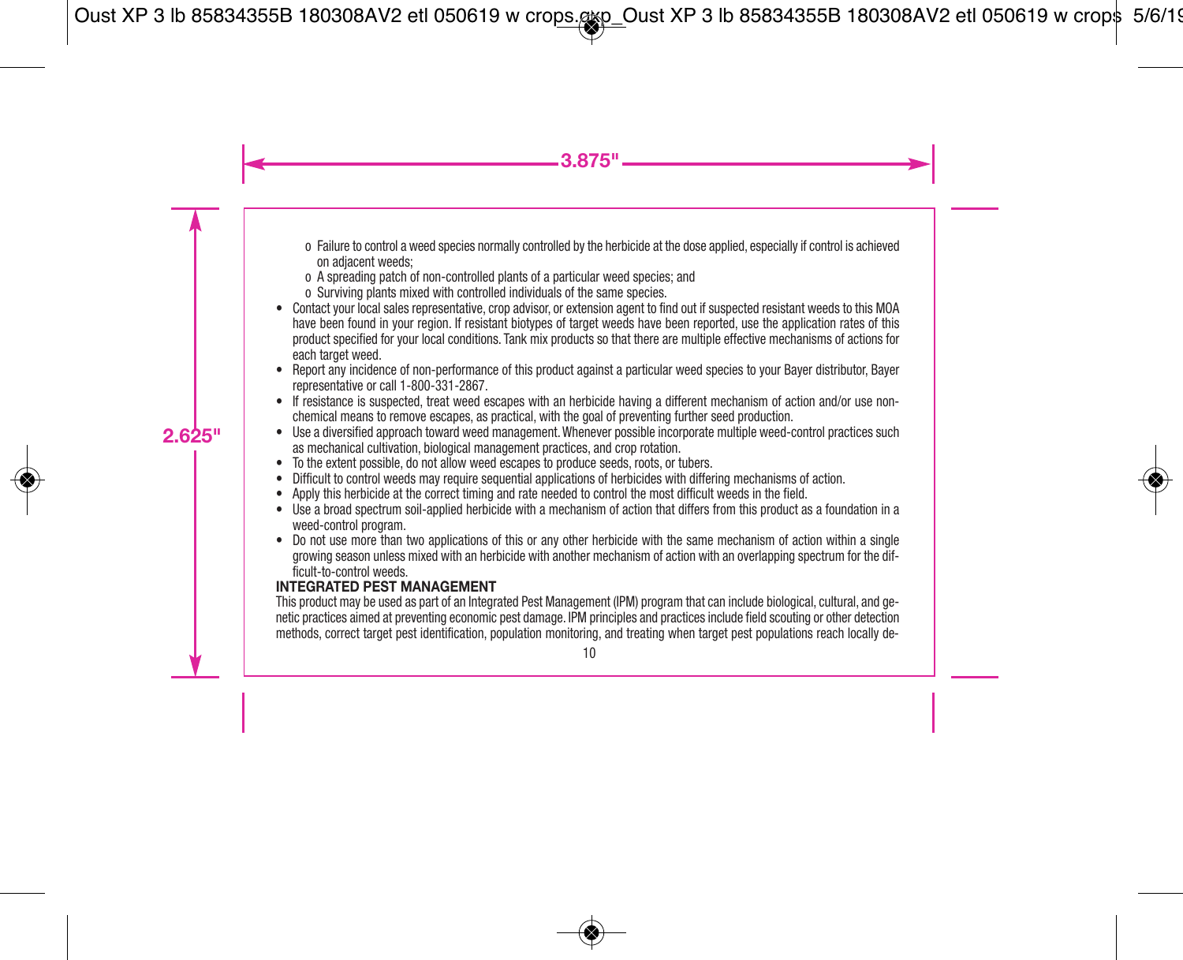- o Failure to control a weed species normally controlled by the herbicide at the dose applied, especially if control is achieved on adjacent weeds;
  - o A spreading patch of non-controlled plants of a particular weed species; and
  - o Surviving plants mixed with controlled individuals of the same species.
- Contact your local sales representative, crop advisor, or extension agent to find out if suspected resistant weeds to this MOA have been found in your region. If resistant biotypes of target weeds have been reported, use the application rates of this product specified for your local conditions. Tank mix products so that there are multiple effective mechanisms of actions for each target weed.
- Report any incidence of non-performance of this product against a particular weed species to your Bayer distributor, Bayer representative or call 1-800-331-2867.
- If resistance is suspected, treat weed escapes with an herbicide having a different mechanism of action and/or use non-chemical means to remove escapes, as practical, with the goal of preventing further seed production.
- Use a diversified approach toward weed management. Whenever possible incorporate multiple weed-control practices such as mechanical cultivation, biological management practices, and crop rotation.
- To the extent possible, do not allow weed escapes to produce seeds, roots, or tubers.
- Difficult to control weeds may require sequential applications of herbicides with differing mechanisms of action.
- Apply this herbicide at the correct timing and rate needed to control the most difficult weeds in the field.
- Use a broad spectrum soil-applied herbicide with a mechanism of action that differs from this product as a foundation in a weed-control program.
- Do not use more than two applications of this or any other herbicide with the same mechanism of action within a single growing season unless mixed with an herbicide with another mechanism of action with an overlapping spectrum for the difficult-to-control weeds.

**INTEGRATED PEST MANAGEMENT**

This product may be used as part of an Integrated Pest Management (IPM) program that can include biological, cultural, and genetic practices aimed at preventing economic pest damage. IPM principles and practices include field scouting or other detection methods, correct target pest identification, population monitoring, and treating when target pest populations reach locally de-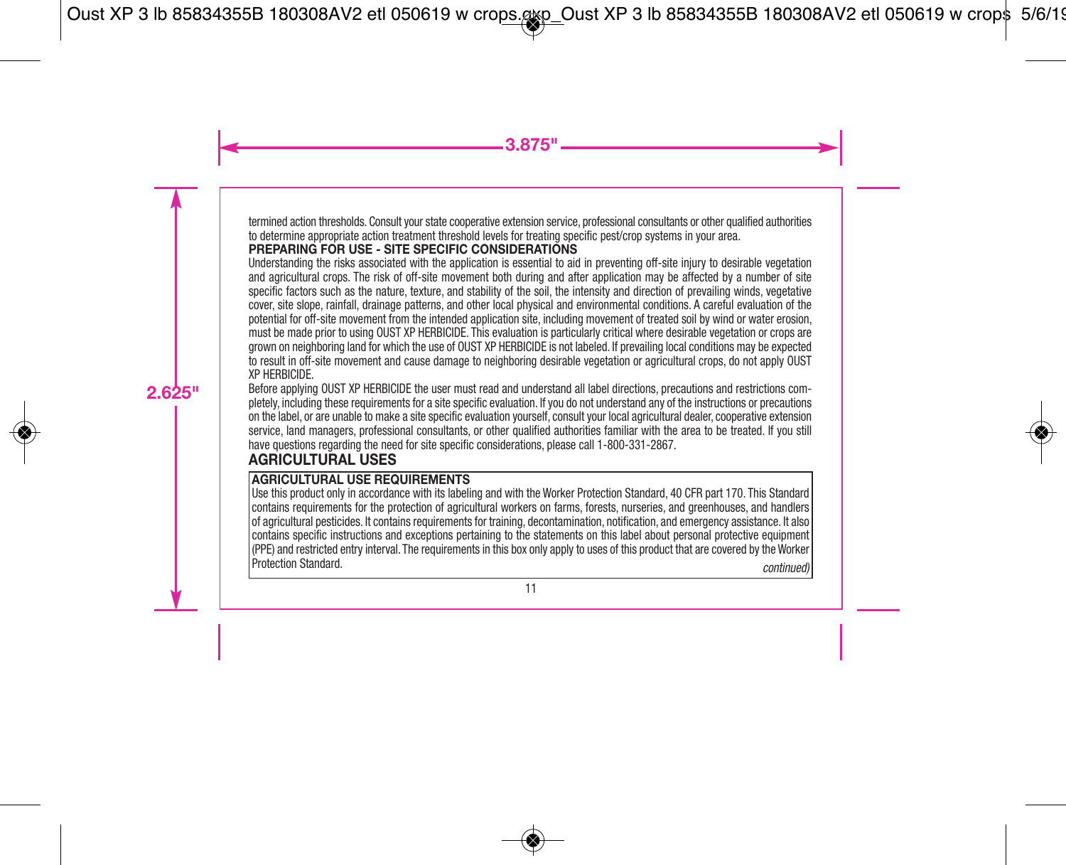termined action thresholds. Consult your state cooperative extension service, professional consultants or other qualified authorities to determine appropriate action treatment threshold levels for treating specific pest/crop systems in your area.

**PREPARING FOR USE - SITE SPECIFIC CONSIDERATIONS**

Understanding the risks associated with the application is essential to aid in preventing off-site injury to desirable vegetation and agricultural crops. The risk of off-site movement both during and after application may be affected by a number of site specific factors such as the nature, texture, and stability of the soil, the intensity and direction of prevailing winds, vegetative cover, site slope, rainfall, drainage patterns, and other local physical and environmental conditions. A careful evaluation of the potential for off-site movement from the intended application site, including movement of treated soil by wind or water erosion, must be made prior to using OUST XP HERBICIDE. This evaluation is particularly critical where desirable vegetation or crops are grown on neighboring land for which the use of OUST XP HERBICIDE is not labeled. If prevailing local conditions may be expected to result in off-site movement and cause damage to neighboring desirable vegetation or agricultural crops, do not apply OUST XP HERBICIDE.

Before applying OUST XP HERBICIDE the user must read and understand all label directions, precautions and restrictions completely, including these requirements for a site specific evaluation. If you do not understand any of the instructions or precautions on the label, or are unable to make a site specific evaluation yourself, consult your local agricultural dealer, cooperative extension service, land managers, professional consultants, or other qualified authorities familiar with the area to be treated. If you still have questions regarding the need for site specific considerations, please call 1-800-331-2867.

## AGRICULTURAL USES

**AGRICULTURAL USE REQUIREMENTS**

Use this product only in accordance with its labeling and with the Worker Protection Standard, 40 CFR part 170. This Standard contains requirements for the protection of agricultural workers on farms, forests, nurseries, and greenhouses, and handlers of agricultural pesticides. It contains requirements for training, decontamination, notification, and emergency assistance. It also contains specific instructions and exceptions pertaining to the statements on this label about personal protective equipment (PPE) and restricted entry interval. The requirements in this box only apply to uses of this product that are covered by the Worker Protection Standard.

*continued)*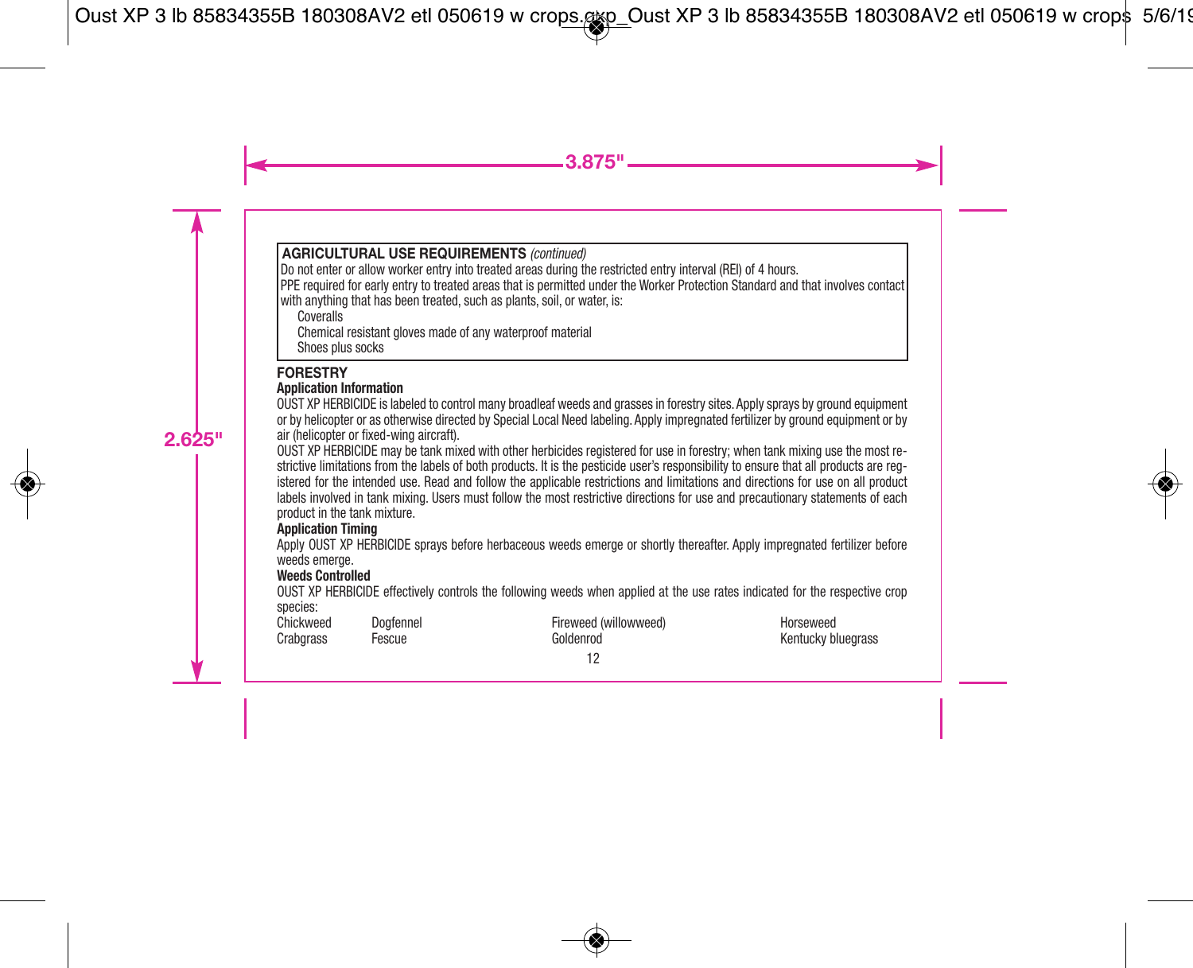**AGRICULTURAL USE REQUIREMENTS** *(continued)*

Do not enter or allow worker entry into treated areas during the restricted entry interval (REI) of 4 hours.

PPE required for early entry to treated areas that is permitted under the Worker Protection Standard and that involves contact with anything that has been treated, such as plants, soil, or water, is:

- Coveralls
- Chemical resistant gloves made of any waterproof material
- Shoes plus socks

## FORESTRY

### Application Information

OUST XP HERBICIDE is labeled to control many broadleaf weeds and grasses in forestry sites. Apply sprays by ground equipment or by helicopter or as otherwise directed by Special Local Need labeling. Apply impregnated fertilizer by ground equipment or by air (helicopter or fixed-wing aircraft).

OUST XP HERBICIDE may be tank mixed with other herbicides registered for use in forestry; when tank mixing use the most restrictive limitations from the labels of both products. It is the pesticide user's responsibility to ensure that all products are registered for the intended use. Read and follow the applicable restrictions and limitations and directions for use on all product labels involved in tank mixing. Users must follow the most restrictive directions for use and precautionary statements of each product in the tank mixture.

### Application Timing

Apply OUST XP HERBICIDE sprays before herbaceous weeds emerge or shortly thereafter. Apply impregnated fertilizer before weeds emerge.

### Weeds Controlled

OUST XP HERBICIDE effectively controls the following weeds when applied at the use rates indicated for the respective crop species:

| | | | |
|---|---|---|---|
| Chickweed | Dogfennel | Fireweed (willowweed) | Horseweed |
| Crabgrass | Fescue | Goldenrod | Kentucky bluegrass |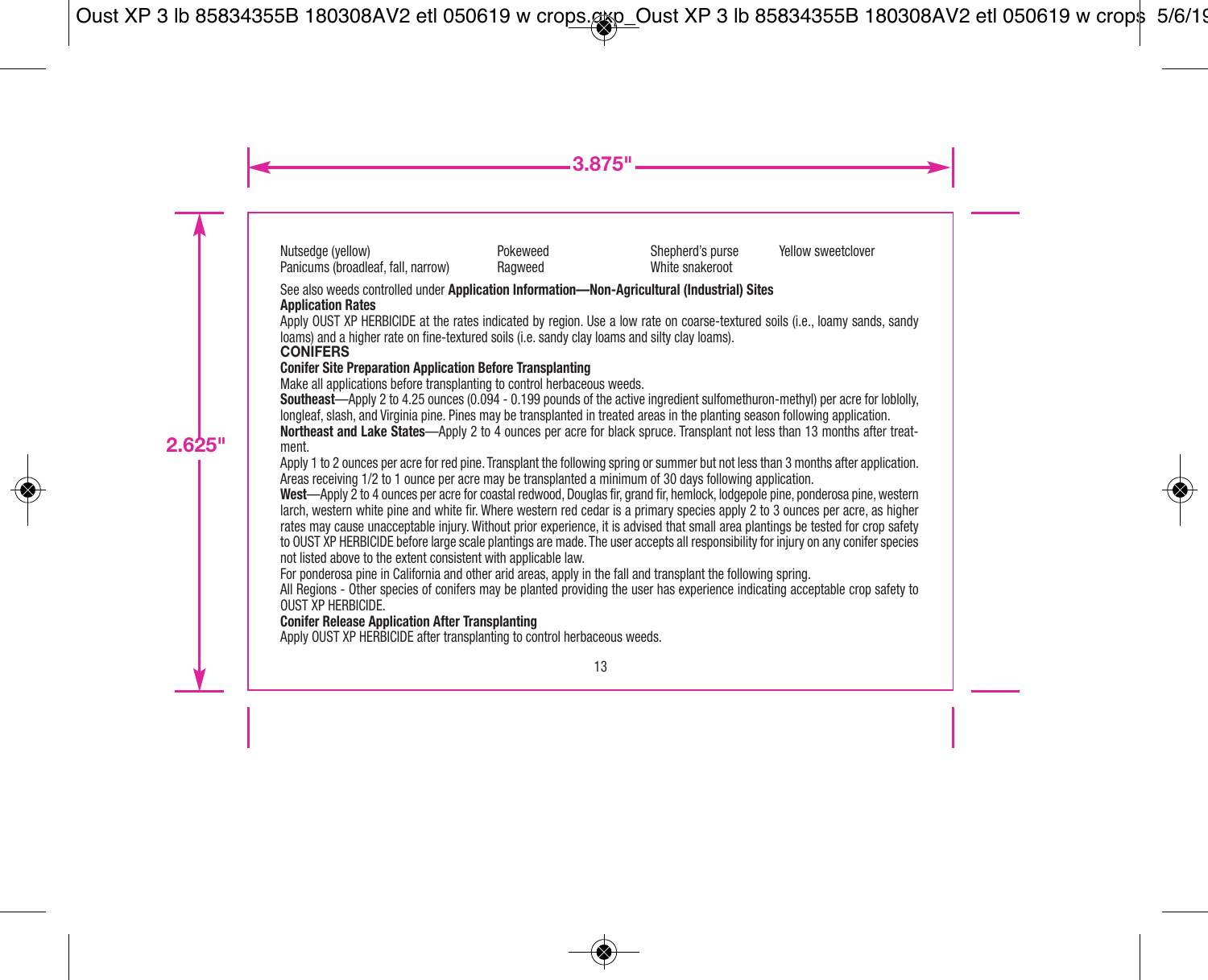| | | | |
|---|---|---|---|
| Nutsedge (yellow) | Pokeweed | Shepherd's purse | Yellow sweetclover |
| Panicums (broadleaf, fall, narrow) | Ragweed | White snakeroot | |

See also weeds controlled under **Application Information—Non-Agricultural (Industrial) Sites**

**Application Rates**

Apply OUST XP HERBICIDE at the rates indicated by region. Use a low rate on coarse-textured soils (i.e., loamy sands, sandy loams) and a higher rate on fine-textured soils (i.e. sandy clay loams and silty clay loams).

**CONIFERS**

**Conifer Site Preparation Application Before Transplanting**

Make all applications before transplanting to control herbaceous weeds.

**Southeast**—Apply 2 to 4.25 ounces (0.094 - 0.199 pounds of the active ingredient sulfometuron-methyl) per acre for loblolly, longleaf, slash, and Virginia pine. Pines may be transplanted in treated areas in the planting season following application.

**Northeast and Lake States**—Apply 2 to 4 ounces per acre for black spruce. Transplant not less than 13 months after treatment.

Apply 1 to 2 ounces per acre for red pine. Transplant the following spring or summer but not less than 3 months after application. Areas receiving 1/2 to 1 ounce per acre may be transplanted a minimum of 30 days following application.

**West**—Apply 2 to 4 ounces per acre for coastal redwood, Douglas fir, grand fir, hemlock, lodgepole pine, ponderosa pine, western larch, western white pine and white fir. Where western red cedar is a primary species apply 2 to 3 ounces per acre, as higher rates may cause unacceptable injury. Without prior experience, it is advised that small area plantings be tested for crop safety to OUST XP HERBICIDE before large scale plantings are made. The user accepts all responsibility for injury on any conifer species not listed above to the extent consistent with applicable law.

For ponderosa pine in California and other arid areas, apply in the fall and transplant the following spring.

All Regions - Other species of conifers may be planted providing the user has experience indicating acceptable crop safety to OUST XP HERBICIDE.

**Conifer Release Application After Transplanting**

Apply OUST XP HERBICIDE after transplanting to control herbaceous weeds.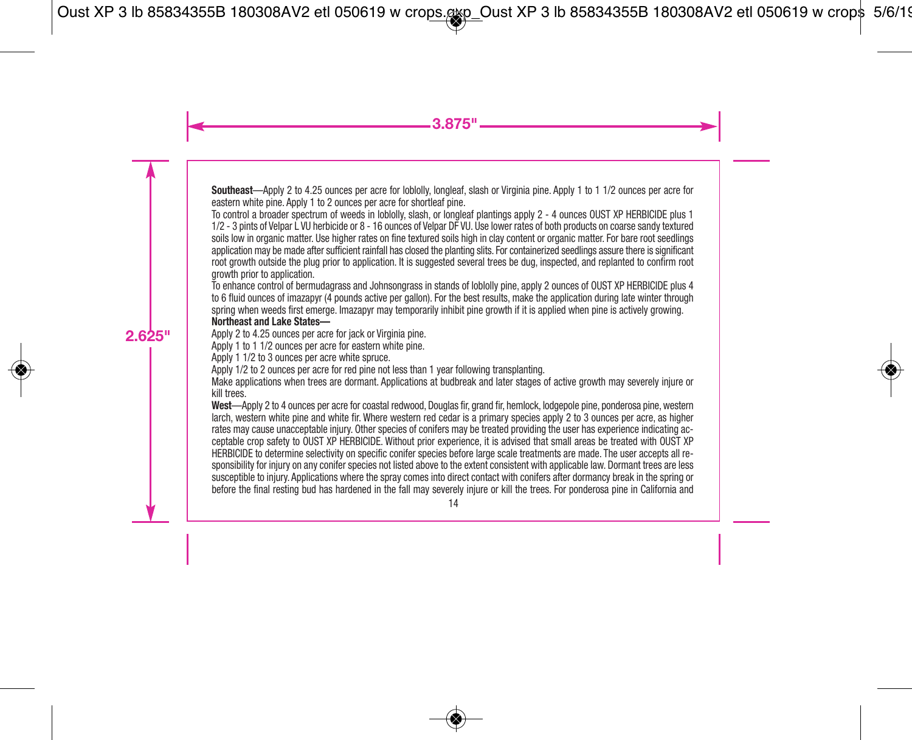**Southeast**—Apply 2 to 4.25 ounces per acre for loblolly, longleaf, slash or Virginia pine. Apply 1 to 1 1/2 ounces per acre for eastern white pine. Apply 1 to 2 ounces per acre for shortleaf pine.

To control a broader spectrum of weeds in loblolly, slash, or longleaf plantings apply 2 - 4 ounces OUST XP HERBICIDE plus 1 1/2 - 3 pints of Velpar L VU herbicide or 8 - 16 ounces of Velpar DF VU. Use lower rates of both products on coarse sandy textured soils low in organic matter. Use higher rates on fine textured soils high in clay content or organic matter. For bare root seedlings application may be made after sufficient rainfall has closed the planting slits. For containerized seedlings assure there is significant root growth outside the plug prior to application. It is suggested several trees be dug, inspected, and replanted to confirm root growth prior to application.

To enhance control of bermudagrass and Johnsongrass in stands of loblolly pine, apply 2 ounces of OUST XP HERBICIDE plus 4 to 6 fluid ounces of imazapyr (4 pounds active per gallon). For the best results, make the application during late winter through spring when weeds first emerge. Imazapyr may temporarily inhibit pine growth if it is applied when pine is actively growing.

**Northeast and Lake States—**

Apply 2 to 4.25 ounces per acre for jack or Virginia pine.

Apply 1 to 1 1/2 ounces per acre for eastern white pine.

Apply 1 1/2 to 3 ounces per acre white spruce.

Apply 1/2 to 2 ounces per acre for red pine not less than 1 year following transplanting.

Make applications when trees are dormant. Applications at budbreak and later stages of active growth may severely injure or kill trees.

**West**—Apply 2 to 4 ounces per acre for coastal redwood, Douglas fir, grand fir, hemlock, lodgepole pine, ponderosa pine, western larch, western white pine and white fir. Where western red cedar is a primary species apply 2 to 3 ounces per acre, as higher rates may cause unacceptable injury. Other species of conifers may be treated providing the user has experience indicating acceptable crop safety to OUST XP HERBICIDE. Without prior experience, it is advised that small areas be treated with OUST XP HERBICIDE to determine selectivity on specific conifer species before large scale treatments are made. The user accepts all responsibility for injury on any conifer species not listed above to the extent consistent with applicable law. Dormant trees are less susceptible to injury. Applications where the spray comes into direct contact with conifers after dormancy break in the spring or before the final resting bud has hardened in the fall may severely injure or kill the trees. For ponderosa pine in California and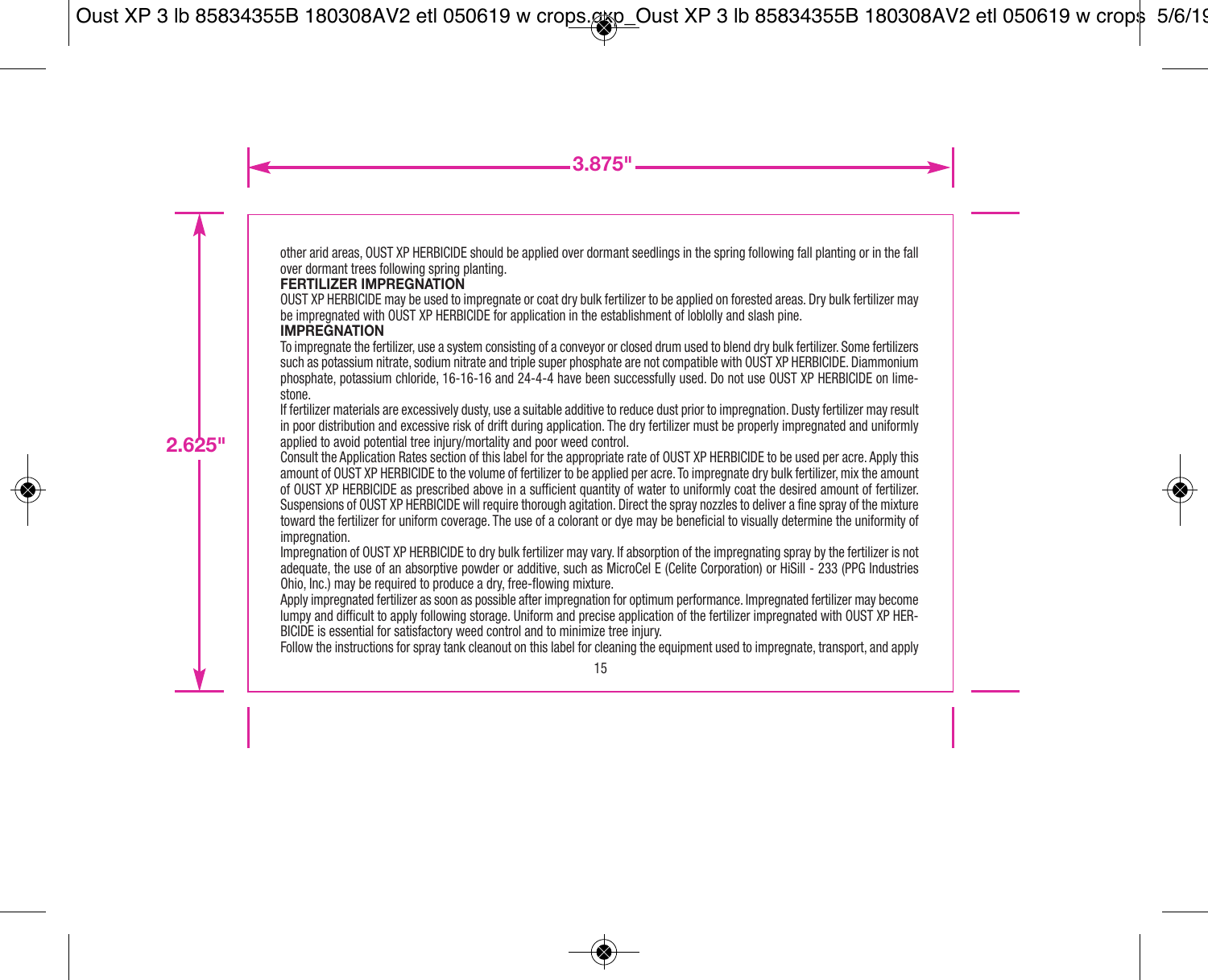other arid areas, OUST XP HERBICIDE should be applied over dormant seedlings in the spring following fall planting or in the fall over dormant trees following spring planting.

**FERTILIZER IMPREGNATION**

OUST XP HERBICIDE may be used to impregnate or coat dry bulk fertilizer to be applied on forested areas. Dry bulk fertilizer may be impregnated with OUST XP HERBICIDE for application in the establishment of loblolly and slash pine.

**IMPREGNATION**

To impregnate the fertilizer, use a system consisting of a conveyor or closed drum used to blend dry bulk fertilizer. Some fertilizers such as potassium nitrate, sodium nitrate and triple super phosphate are not compatible with OUST XP HERBICIDE. Diammonium phosphate, potassium chloride, 16-16-16 and 24-4-4 have been successfully used. Do not use OUST XP HERBICIDE on limestone.

If fertilizer materials are excessively dusty, use a suitable additive to reduce dust prior to impregnation. Dusty fertilizer may result in poor distribution and excessive risk of drift during application. The dry fertilizer must be properly impregnated and uniformly applied to avoid potential tree injury/mortality and poor weed control.

Consult the Application Rates section of this label for the appropriate rate of OUST XP HERBICIDE to be used per acre. Apply this amount of OUST XP HERBICIDE to the volume of fertilizer to be applied per acre. To impregnate dry bulk fertilizer, mix the amount of OUST XP HERBICIDE as prescribed above in a sufficient quantity of water to uniformly coat the desired amount of fertilizer. Suspensions of OUST XP HERBICIDE will require thorough agitation. Direct the spray nozzles to deliver a fine spray of the mixture toward the fertilizer for uniform coverage. The use of a colorant or dye may be beneficial to visually determine the uniformity of impregnation.

Impregnation of OUST XP HERBICIDE to dry bulk fertilizer may vary. If absorption of the impregnating spray by the fertilizer is not adequate, the use of an absorptive powder or additive, such as MicroCel E (Celite Corporation) or HiSill - 233 (PPG Industries Ohio, Inc.) may be required to produce a dry, free-flowing mixture.

Apply impregnated fertilizer as soon as possible after impregnation for optimum performance. Impregnated fertilizer may become lumpy and difficult to apply following storage. Uniform and precise application of the fertilizer impregnated with OUST XP HERBICIDE is essential for satisfactory weed control and to minimize tree injury.

Follow the instructions for spray tank cleanout on this label for cleaning the equipment used to impregnate, transport, and apply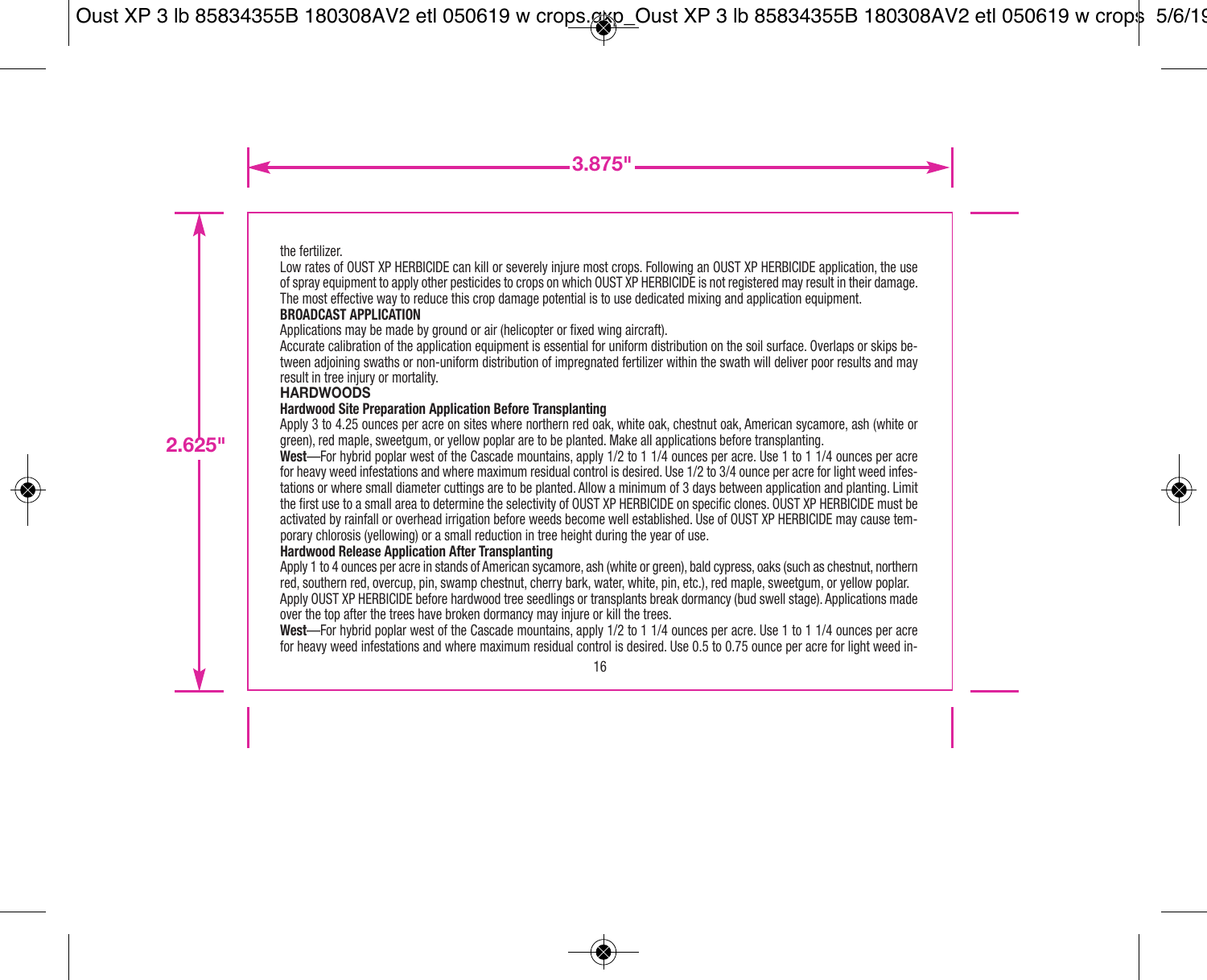the fertilizer.

Low rates of OUST XP HERBICIDE can kill or severely injure most crops. Following an OUST XP HERBICIDE application, the use of spray equipment to apply other pesticides to crops on which OUST XP HERBICIDE is not registered may result in their damage. The most effective way to reduce this crop damage potential is to use dedicated mixing and application equipment.

**BROADCAST APPLICATION**

Applications may be made by ground or air (helicopter or fixed wing aircraft).

Accurate calibration of the application equipment is essential for uniform distribution on the soil surface. Overlaps or skips between adjoining swaths or non-uniform distribution of impregnated fertilizer within the swath will deliver poor results and may result in tree injury or mortality.

## HARDWOODS

**Hardwood Site Preparation Application Before Transplanting**

Apply 3 to 4.25 ounces per acre on sites where northern red oak, white oak, chestnut oak, American sycamore, ash (white or green), red maple, sweetgum, or yellow poplar are to be planted. Make all applications before transplanting.

**West**—For hybrid poplar west of the Cascade mountains, apply 1/2 to 1 1/4 ounces per acre. Use 1 to 1 1/4 ounces per acre for heavy weed infestations and where maximum residual control is desired. Use 1/2 to 3/4 ounce per acre for light weed infestations or where small diameter cuttings are to be planted. Allow a minimum of 3 days between application and planting. Limit the first use to a small area to determine the selectivity of OUST XP HERBICIDE on specific clones. OUST XP HERBICIDE must be activated by rainfall or overhead irrigation before weeds become well established. Use of OUST XP HERBICIDE may cause temporary chlorosis (yellowing) or a small reduction in tree height during the year of use.

**Hardwood Release Application After Transplanting**

Apply 1 to 4 ounces per acre in stands of American sycamore, ash (white or green), bald cypress, oaks (such as chestnut, northern red, southern red, overcup, pin, swamp chestnut, cherry bark, water, white, pin, etc.), red maple, sweetgum, or yellow poplar.

Apply OUST XP HERBICIDE before hardwood tree seedlings or transplants break dormancy (bud swell stage). Applications made over the top after the trees have broken dormancy may injure or kill the trees.

**West**—For hybrid poplar west of the Cascade mountains, apply 1/2 to 1 1/4 ounces per acre. Use 1 to 1 1/4 ounces per acre for heavy weed infestations and where maximum residual control is desired. Use 0.5 to 0.75 ounce per acre for light weed in-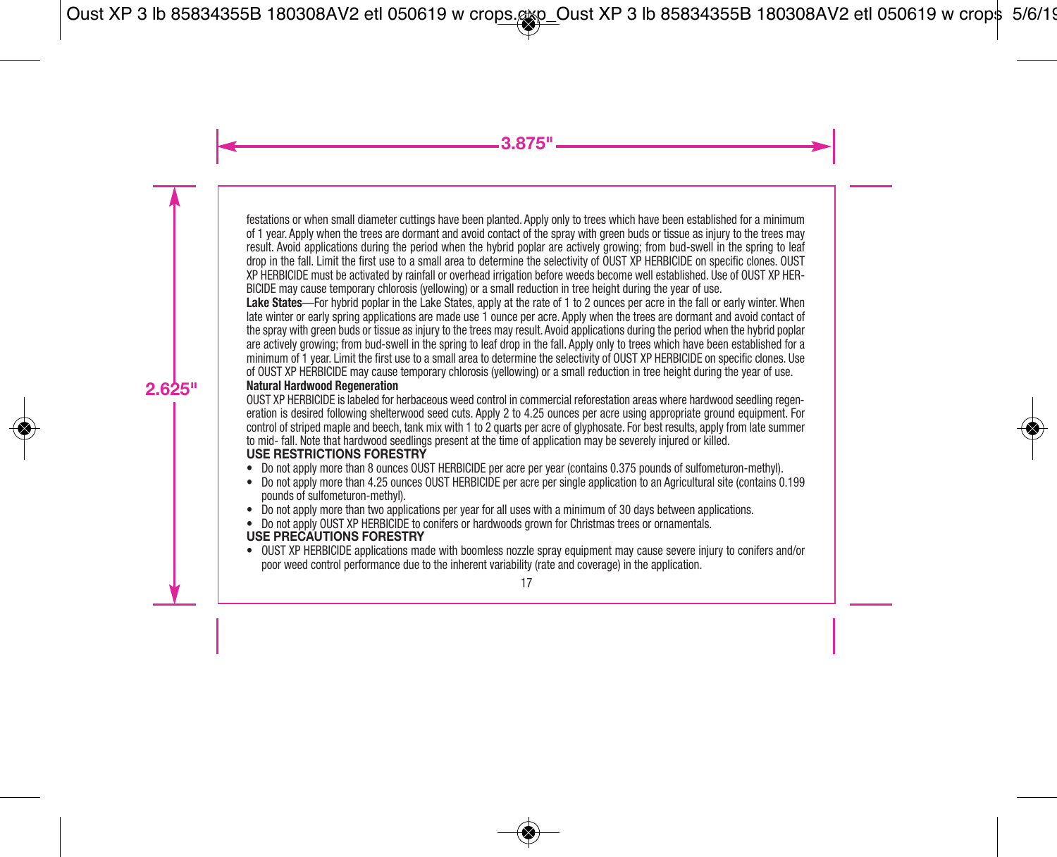festations or when small diameter cuttings have been planted. Apply only to trees which have been established for a minimum of 1 year. Apply when the trees are dormant and avoid contact of the spray with green buds or tissue as injury to the trees may result. Avoid applications during the period when the hybrid poplar are actively growing; from bud-swell in the spring to leaf drop in the fall. Limit the first use to a small area to determine the selectivity of OUST XP HERBICIDE on specific clones. OUST XP HERBICIDE must be activated by rainfall or overhead irrigation before weeds become well established. Use of OUST XP HERBICIDE may cause temporary chlorosis (yellowing) or a small reduction in tree height during the year of use.

**Lake States**—For hybrid poplar in the Lake States, apply at the rate of 1 to 2 ounces per acre in the fall or early winter. When late winter or early spring applications are made use 1 ounce per acre. Apply when the trees are dormant and avoid contact of the spray with green buds or tissue as injury to the trees may result. Avoid applications during the period when the hybrid poplar are actively growing; from bud-swell in the spring to leaf drop in the fall. Apply only to trees which have been established for a minimum of 1 year. Limit the first use to a small area to determine the selectivity of OUST XP HERBICIDE on specific clones. Use of OUST XP HERBICIDE may cause temporary chlorosis (yellowing) or a small reduction in tree height during the year of use.

**Natural Hardwood Regeneration**

OUST XP HERBICIDE is labeled for herbaceous weed control in commercial reforestation areas where hardwood seedling regeneration is desired following shelterwood seed cuts. Apply 2 to 4.25 ounces per acre using appropriate ground equipment. For control of striped maple and beech, tank mix with 1 to 2 quarts per acre of glyphosate. For best results, apply from late summer to mid- fall. Note that hardwood seedlings present at the time of application may be severely injured or killed.

## USE RESTRICTIONS FORESTRY

- Do not apply more than 8 ounces OUST HERBICIDE per acre per year (contains 0.375 pounds of sulfometuron-methyl).
- Do not apply more than 4.25 ounces OUST HERBICIDE per acre per single application to an Agricultural site (contains 0.199 pounds of sulfometuron-methyl).
- Do not apply more than two applications per year for all uses with a minimum of 30 days between applications.
- Do not apply OUST XP HERBICIDE to conifers or hardwoods grown for Christmas trees or ornamentals.

## USE PRECAUTIONS FORESTRY

- OUST XP HERBICIDE applications made with boomless nozzle spray equipment may cause severe injury to conifers and/or poor weed control performance due to the inherent variability (rate and coverage) in the application.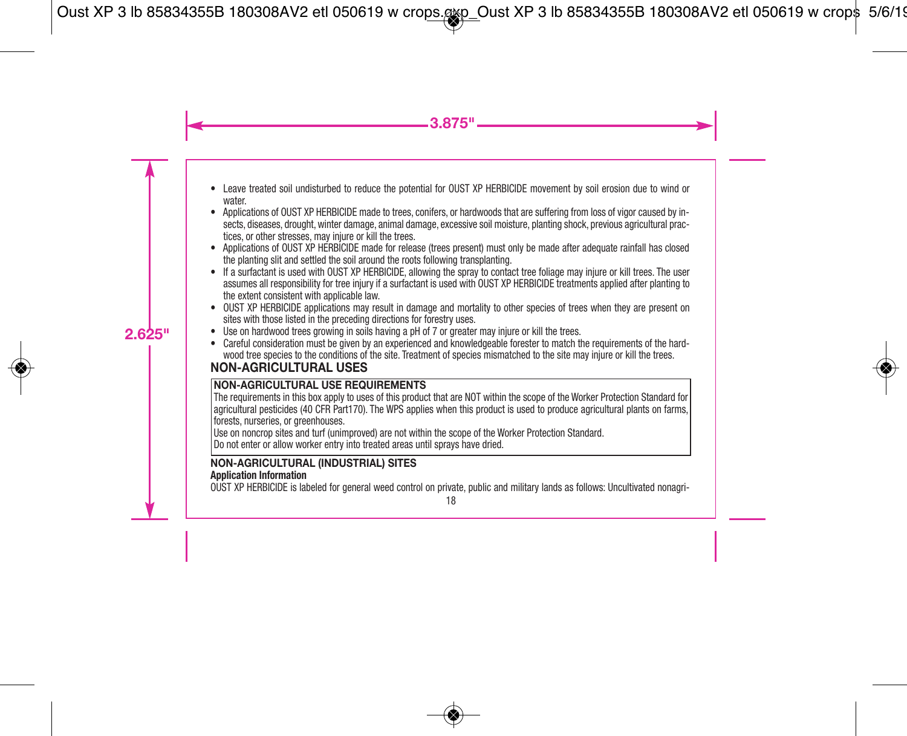- Leave treated soil undisturbed to reduce the potential for OUST XP HERBICIDE movement by soil erosion due to wind or water.
- Applications of OUST XP HERBICIDE made to trees, conifers, or hardwoods that are suffering from loss of vigor caused by insects, diseases, drought, winter damage, animal damage, excessive soil moisture, planting shock, previous agricultural practices, or other stresses, may injure or kill the trees.
- Applications of OUST XP HERBICIDE made for release (trees present) must only be made after adequate rainfall has closed the planting slit and settled the soil around the roots following transplanting.
- If a surfactant is used with OUST XP HERBICIDE, allowing the spray to contact tree foliage may injure or kill trees. The user assumes all responsibility for tree injury if a surfactant is used with OUST XP HERBICIDE treatments applied after planting to the extent consistent with applicable law.
- OUST XP HERBICIDE applications may result in damage and mortality to other species of trees when they are present on sites with those listed in the preceding directions for forestry uses.
- Use on hardwood trees growing in soils having a pH of 7 or greater may injure or kill the trees.
- Careful consideration must be given by an experienced and knowledgeable forester to match the requirements of the hardwood tree species to the conditions of the site. Treatment of species mismatched to the site may injure or kill the trees.

## NON-AGRICULTURAL USES

**NON-AGRICULTURAL USE REQUIREMENTS**

The requirements in this box apply to uses of this product that are NOT within the scope of the Worker Protection Standard for agricultural pesticides (40 CFR Part170). The WPS applies when this product is used to produce agricultural plants on farms, forests, nurseries, or greenhouses.

Use on noncrop sites and turf (unimproved) are not within the scope of the Worker Protection Standard.

Do not enter or allow worker entry into treated areas until sprays have dried.

### NON-AGRICULTURAL (INDUSTRIAL) SITES

**Application Information**

OUST XP HERBICIDE is labeled for general weed control on private, public and military lands as follows: Uncultivated nonagri-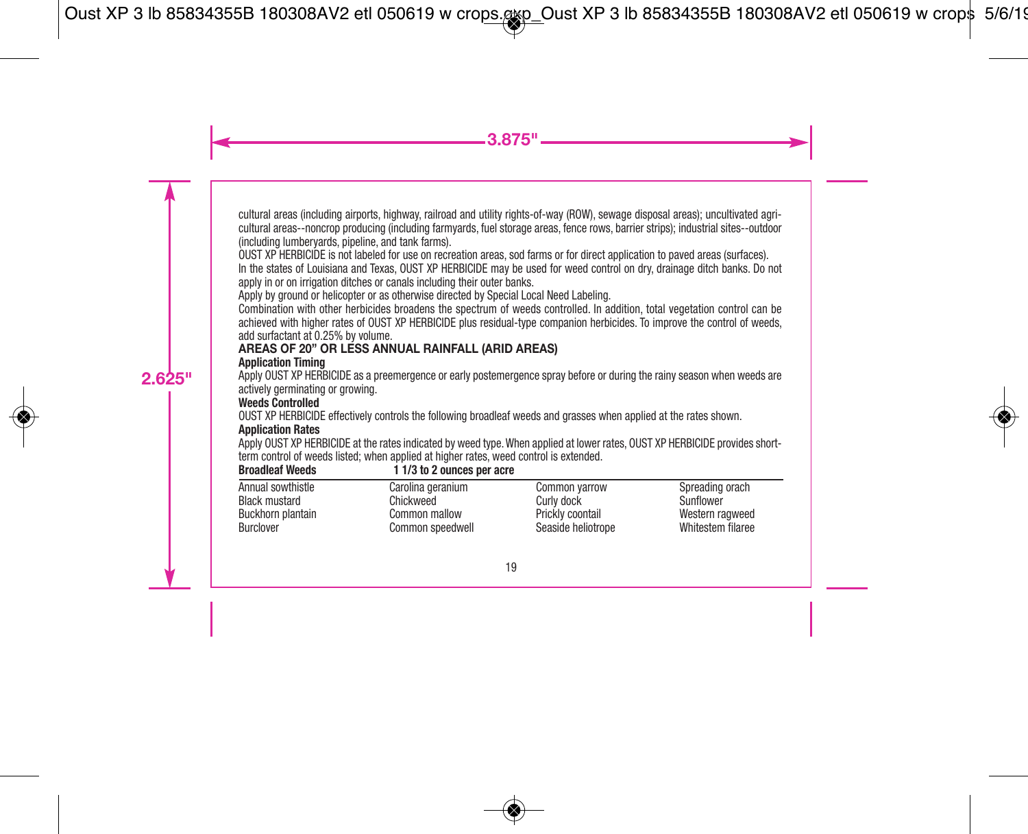cultural areas (including airports, highway, railroad and utility rights-of-way (ROW), sewage disposal areas); uncultivated agricultural areas--noncrop producing (including farmyards, fuel storage areas, fence rows, barrier strips); industrial sites--outdoor (including lumberyards, pipeline, and tank farms).

OUST XP HERBICIDE is not labeled for use on recreation areas, sod farms or for direct application to paved areas (surfaces).

In the states of Louisiana and Texas, OUST XP HERBICIDE may be used for weed control on dry, drainage ditch banks. Do not apply in or on irrigation ditches or canals including their outer banks.

Apply by ground or helicopter or as otherwise directed by Special Local Need Labeling.

Combination with other herbicides broadens the spectrum of weeds controlled. In addition, total vegetation control can be achieved with higher rates of OUST XP HERBICIDE plus residual-type companion herbicides. To improve the control of weeds, add surfactant at 0.25% by volume.

## AREAS OF 20" OR LESS ANNUAL RAINFALL (ARID AREAS)

### Application Timing

Apply OUST XP HERBICIDE as a preemergence or early postemergence spray before or during the rainy season when weeds are actively germinating or growing.

### Weeds Controlled

OUST XP HERBICIDE effectively controls the following broadleaf weeds and grasses when applied at the rates shown.

### Application Rates

Apply OUST XP HERBICIDE at the rates indicated by weed type. When applied at lower rates, OUST XP HERBICIDE provides short-term control of weeds listed; when applied at higher rates, weed control is extended.

| **Broadleaf Weeds** | **1 1/3 to 2 ounces per acre** | | |
|---|---|---|---|
| Annual sowthistle | Carolina geranium | Common yarrow | Spreading orach |
| Black mustard | Chickweed | Curly dock | Sunflower |
| Buckhorn plantain | Common mallow | Prickly coontail | Western ragweed |
| Burclover | Common speedwell | Seaside heliotrope | Whitestem filaree |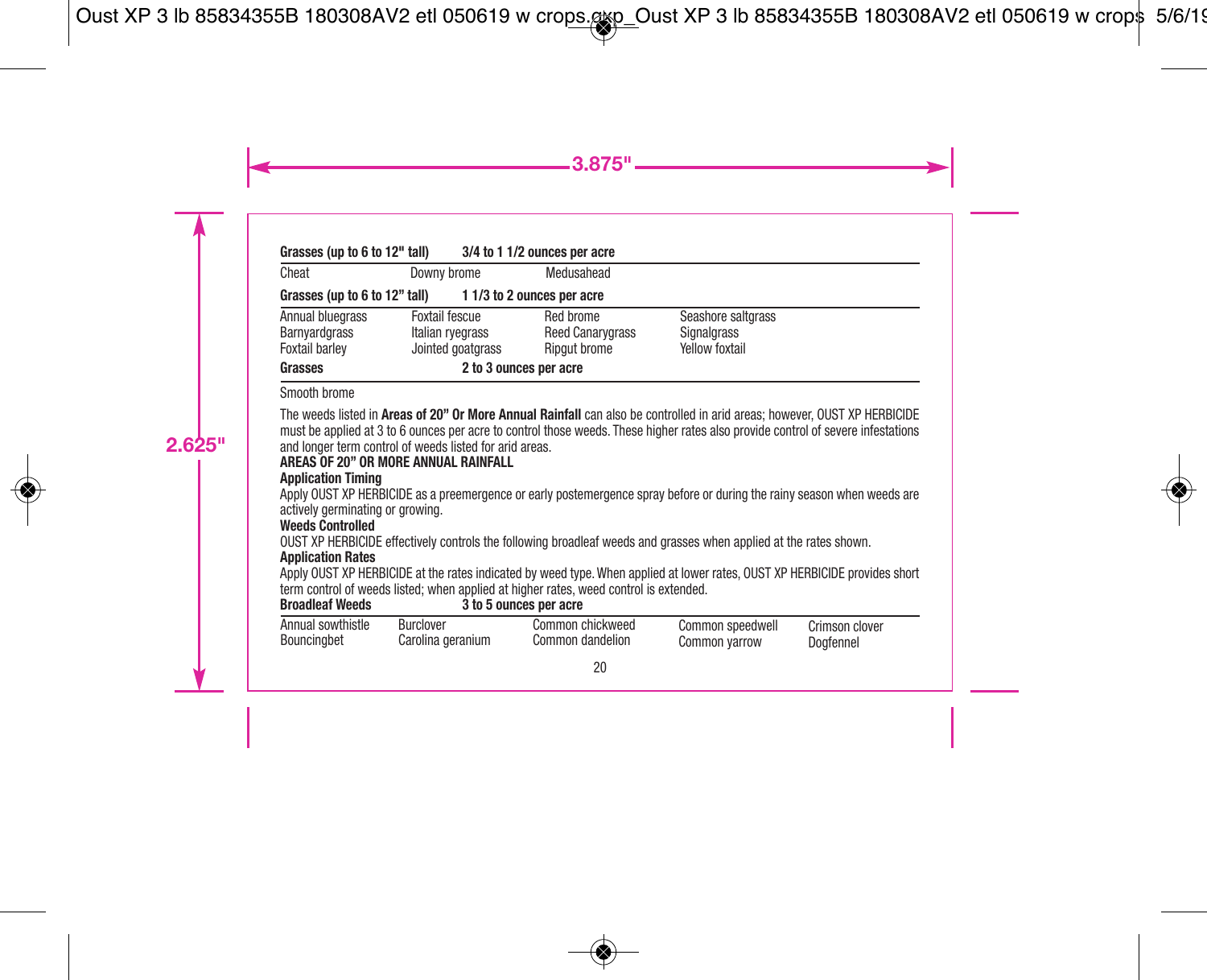| **Grasses (up to 6 to 12" tall)** | **3/4 to 1 1/2 ounces per acre** | | |
|---|---|---|---|
| Cheat | Downy brome | Medusahead | |

| **Grasses (up to 6 to 12" tall)** | **1 1/3 to 2 ounces per acre** | | |
|---|---|---|---|
| Annual bluegrass | Foxtail fescue | Red brome | Seashore saltgrass |
| Barnyardgrass | Italian ryegrass | Reed Canarygrass | Signalgrass |
| Foxtail barley | Jointed goatgrass | Ripgut brome | Yellow foxtail |

| **Grasses** | **2 to 3 ounces per acre** |
|---|---|
| Smooth brome | |

The weeds listed in **Areas of 20" Or More Annual Rainfall** can also be controlled in arid areas; however, OUST XP HERBICIDE must be applied at 3 to 6 ounces per acre to control those weeds. These higher rates also provide control of severe infestations and longer term control of weeds listed for arid areas.

**AREAS OF 20" OR MORE ANNUAL RAINFALL**

**Application Timing**

Apply OUST XP HERBICIDE as a preemergence or early postemergence spray before or during the rainy season when weeds are actively germinating or growing.

**Weeds Controlled**

OUST XP HERBICIDE effectively controls the following broadleaf weeds and grasses when applied at the rates shown.

**Application Rates**

Apply OUST XP HERBICIDE at the rates indicated by weed type. When applied at lower rates, OUST XP HERBICIDE provides short term control of weeds listed; when applied at higher rates, weed control is extended.

| **Broadleaf Weeds** | **3 to 5 ounces per acre** | | | |
|---|---|---|---|---|
| Annual sowthistle | Burclover | Common chickweed | Common speedwell | Crimson clover |
| Bouncingbet | Carolina geranium | Common dandelion | Common yarrow | Dogfennel |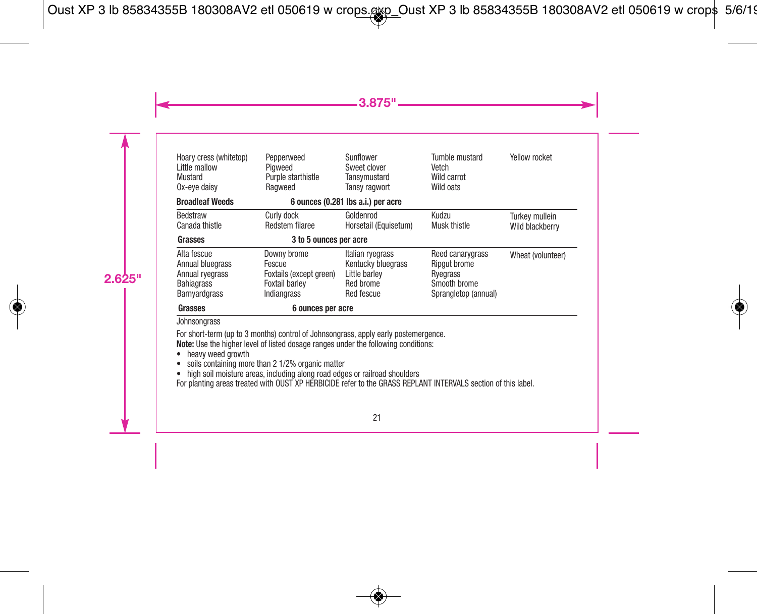| | | | | |
|---|---|---|---|---|
| Hoary cress (whitetop) | Pepperweed | Sunflower | Tumble mustard | Yellow rocket |
| Little mallow | Pigweed | Sweet clover | Vetch | |
| Mustard | Purple starthistle | Tansymustard | Wild carrot | |
| Ox-eye daisy | Ragweed | Tansy ragwort | Wild oats | |

| **Broadleaf Weeds** | **6 ounces (0.281 lbs a.i.) per acre** | | | |
|---|---|---|---|---|
| Bedstraw | Curly dock | Goldenrod | Kudzu | Turkey mullein |
| Canada thistle | Redstem filaree | Horsetail (Equisetum) | Musk thistle | Wild blackberry |

| **Grasses** | **3 to 5 ounces per acre** | | | |
|---|---|---|---|---|
| Alta fescue | Downy brome | Italian ryegrass | Reed canarygrass | Wheat (volunteer) |
| Annual bluegrass | Fescue | Kentucky bluegrass | Ripgut brome | |
| Annual ryegrass | Foxtails (except green) | Little barley | Ryegrass | |
| Bahiagrass | Foxtail barley | Red brome | Smooth brome | |
| Barnyardgrass | Indiangrass | Red fescue | Sprangletop (annual) | |

| **Grasses** | **6 ounces per acre** |
|---|---|
| Johnsongrass | |

For short-term (up to 3 months) control of Johnsongrass, apply early postemergence.

**Note:** Use the higher level of listed dosage ranges under the following conditions:

- heavy weed growth
- soils containing more than 2 1/2% organic matter
- high soil moisture areas, including along road edges or railroad shoulders

For planting areas treated with OUST XP HERBICIDE refer to the GRASS REPLANT INTERVALS section of this label.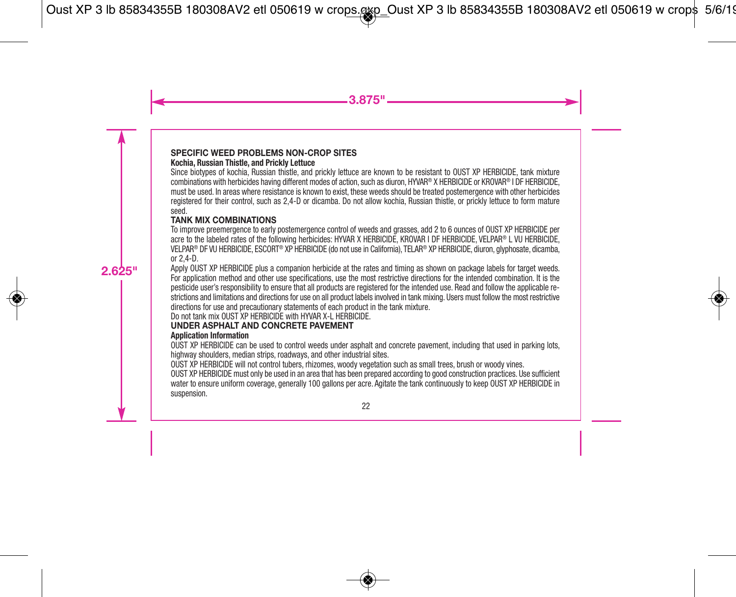## SPECIFIC WEED PROBLEMS NON-CROP SITES

**Kochia, Russian Thistle, and Prickly Lettuce**

Since biotypes of kochia, Russian thistle, and prickly lettuce are known to be resistant to OUST XP HERBICIDE, tank mixture combinations with herbicides having different modes of action, such as diuron, HYVAR® X HERBICIDE or KROVAR® I DF HERBICIDE, must be used. In areas where resistance is known to exist, these weeds should be treated postemergence with other herbicides registered for their control, such as 2,4-D or dicamba. Do not allow kochia, Russian thistle, or prickly lettuce to form mature seed.

## TANK MIX COMBINATIONS

To improve preemergence to early postemergence control of weeds and grasses, add 2 to 6 ounces of OUST XP HERBICIDE per acre to the labeled rates of the following herbicides: HYVAR X HERBICIDE, KROVAR I DF HERBICIDE, VELPAR® L VU HERBICIDE, VELPAR® DF VU HERBICIDE, ESCORT® XP HERBICIDE (do not use in California), TELAR® XP HERBICIDE, diuron, glyphosate, dicamba, or 2,4-D.

Apply OUST XP HERBICIDE plus a companion herbicide at the rates and timing as shown on package labels for target weeds. For application method and other use specifications, use the most restrictive directions for the intended combination. It is the pesticide user's responsibility to ensure that all products are registered for the intended use. Read and follow the applicable restrictions and limitations and directions for use on all product labels involved in tank mixing. Users must follow the most restrictive directions for use and precautionary statements of each product in the tank mixture.

Do not tank mix OUST XP HERBICIDE with HYVAR X-L HERBICIDE.

## UNDER ASPHALT AND CONCRETE PAVEMENT

**Application Information**

OUST XP HERBICIDE can be used to control weeds under asphalt and concrete pavement, including that used in parking lots, highway shoulders, median strips, roadways, and other industrial sites.

OUST XP HERBICIDE will not control tubers, rhizomes, woody vegetation such as small trees, brush or woody vines.

OUST XP HERBICIDE must only be used in an area that has been prepared according to good construction practices. Use sufficient water to ensure uniform coverage, generally 100 gallons per acre. Agitate the tank continuously to keep OUST XP HERBICIDE in suspension.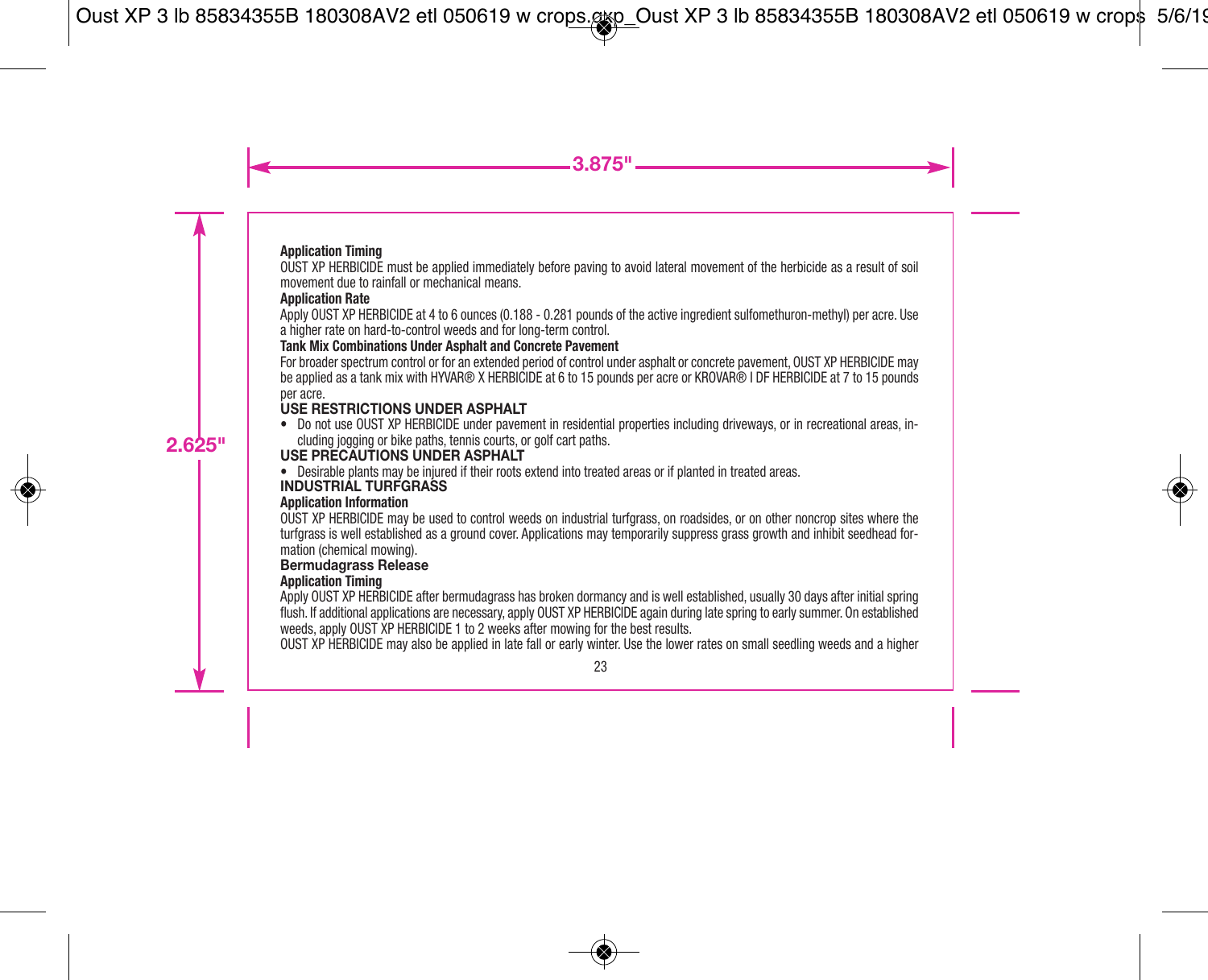**Application Timing**

OUST XP HERBICIDE must be applied immediately before paving to avoid lateral movement of the herbicide as a result of soil movement due to rainfall or mechanical means.

**Application Rate**

Apply OUST XP HERBICIDE at 4 to 6 ounces (0.188 - 0.281 pounds of the active ingredient sulfomethuron-methyl) per acre. Use a higher rate on hard-to-control weeds and for long-term control.

**Tank Mix Combinations Under Asphalt and Concrete Pavement**

For broader spectrum control or for an extended period of control under asphalt or concrete pavement, OUST XP HERBICIDE may be applied as a tank mix with HYVAR® X HERBICIDE at 6 to 15 pounds per acre or KROVAR® I DF HERBICIDE at 7 to 15 pounds per acre.

### USE RESTRICTIONS UNDER ASPHALT

- Do not use OUST XP HERBICIDE under pavement in residential properties including driveways, or in recreational areas, including jogging or bike paths, tennis courts, or golf cart paths.

### USE PRECAUTIONS UNDER ASPHALT

- Desirable plants may be injured if their roots extend into treated areas or if planted in treated areas.

## INDUSTRIAL TURFGRASS

**Application Information**

OUST XP HERBICIDE may be used to control weeds on industrial turfgrass, on roadsides, or on other noncrop sites where the turfgrass is well established as a ground cover. Applications may temporarily suppress grass growth and inhibit seedhead formation (chemical mowing).

### Bermudagrass Release

**Application Timing**

Apply OUST XP HERBICIDE after bermudagrass has broken dormancy and is well established, usually 30 days after initial spring flush. If additional applications are necessary, apply OUST XP HERBICIDE again during late spring to early summer. On established weeds, apply OUST XP HERBICIDE 1 to 2 weeks after mowing for the best results.

OUST XP HERBICIDE may also be applied in late fall or early winter. Use the lower rates on small seedling weeds and a higher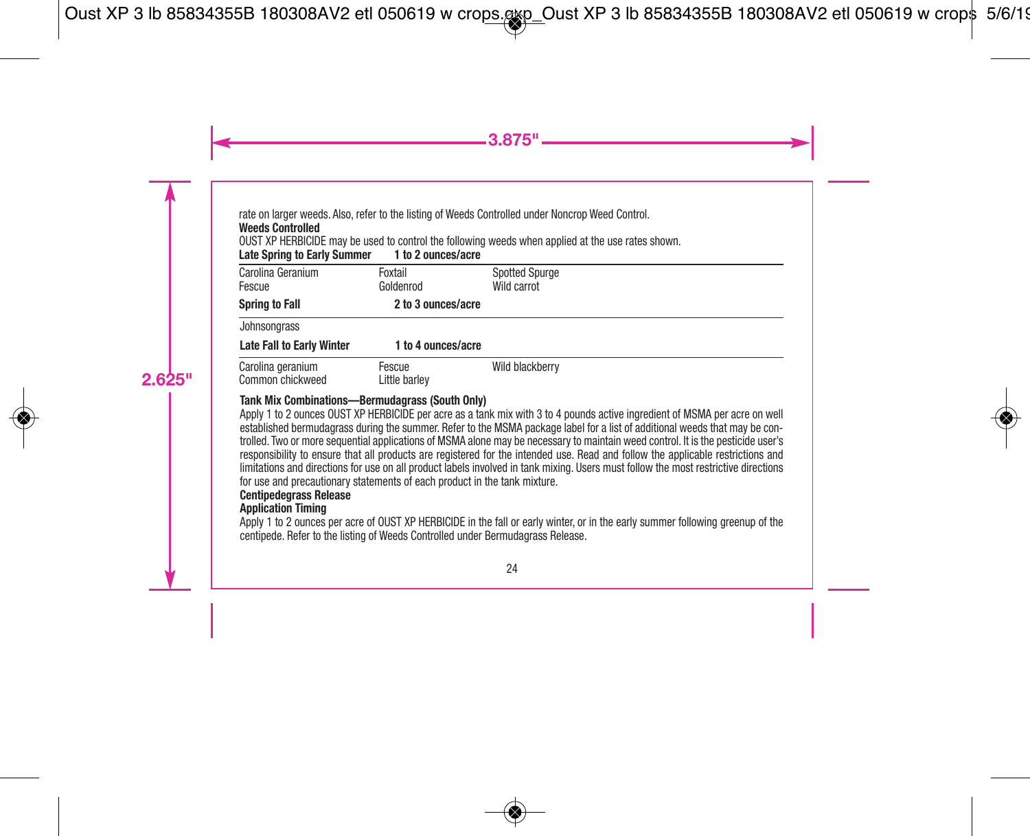rate on larger weeds. Also, refer to the listing of Weeds Controlled under Noncrop Weed Control.

**Weeds Controlled**

OUST XP HERBICIDE may be used to control the following weeds when applied at the use rates shown.

**Late Spring to Early Summer** **1 to 2 ounces/acre**

| | | |
|---|---|---|
| Carolina Geranium | Foxtail | Spotted Spurge |
| Fescue | Goldenrod | Wild carrot |

**Spring to Fall** **2 to 3 ounces/acre**

Johnsongrass

**Late Fall to Early Winter** **1 to 4 ounces/acre**

| | | |
|---|---|---|
| Carolina geranium | Fescue | Wild blackberry |
| Common chickweed | Little barley | |

**Tank Mix Combinations—Bermudagrass (South Only)**

Apply 1 to 2 ounces OUST XP HERBICIDE per acre as a tank mix with 3 to 4 pounds active ingredient of MSMA per acre on well established bermudagrass during the summer. Refer to the MSMA package label for a list of additional weeds that may be controlled. Two or more sequential applications of MSMA alone may be necessary to maintain weed control. It is the pesticide user's responsibility to ensure that all products are registered for the intended use. Read and follow the applicable restrictions and limitations and directions for use on all product labels involved in tank mixing. Users must follow the most restrictive directions for use and precautionary statements of each product in the tank mixture.

**Centipedegrass Release**

**Application Timing**

Apply 1 to 2 ounces per acre of OUST XP HERBICIDE in the fall or early winter, or in the early summer following greenup of the centipede. Refer to the listing of Weeds Controlled under Bermudagrass Release.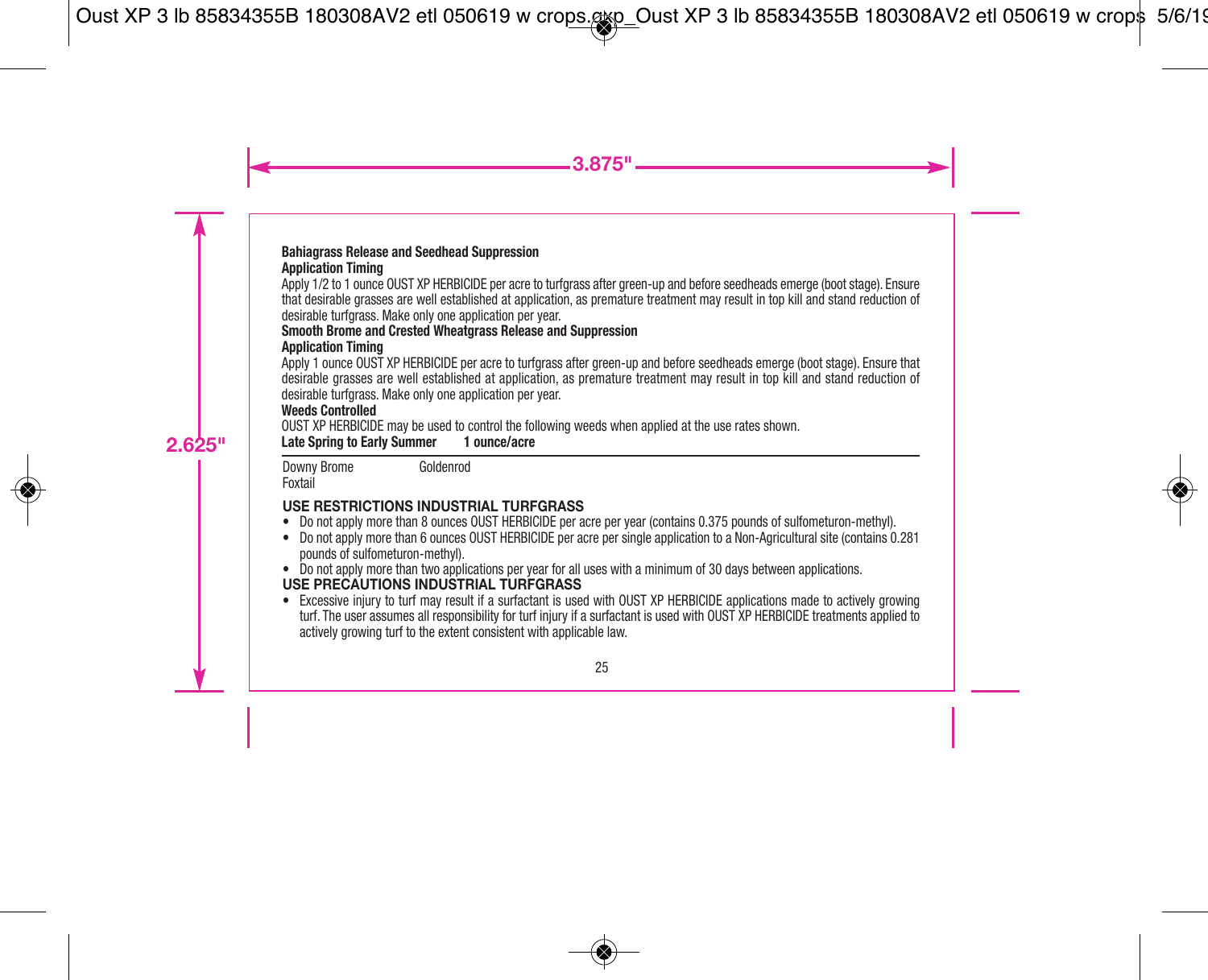**Bahiagrass Release and Seedhead Suppression**

**Application Timing**

Apply 1/2 to 1 ounce OUST XP HERBICIDE per acre to turfgrass after green-up and before seedheads emerge (boot stage). Ensure that desirable grasses are well established at application, as premature treatment may result in top kill and stand reduction of desirable turfgrass. Make only one application per year.

**Smooth Brome and Crested Wheatgrass Release and Suppression**

**Application Timing**

Apply 1 ounce OUST XP HERBICIDE per acre to turfgrass after green-up and before seedheads emerge (boot stage). Ensure that desirable grasses are well established at application, as premature treatment may result in top kill and stand reduction of desirable turfgrass. Make only one application per year.

**Weeds Controlled**

OUST XP HERBICIDE may be used to control the following weeds when applied at the use rates shown.

| **Late Spring to Early Summer** | **1 ounce/acre** |
|---|---|
| Downy Brome | Goldenrod |
| Foxtail | |

**USE RESTRICTIONS INDUSTRIAL TURFGRASS**

- Do not apply more than 8 ounces OUST HERBICIDE per acre per year (contains 0.375 pounds of sulfometuron-methyl).
- Do not apply more than 6 ounces OUST HERBICIDE per acre per single application to a Non-Agricultural site (contains 0.281 pounds of sulfometuron-methyl).
- Do not apply more than two applications per year for all uses with a minimum of 30 days between applications.

**USE PRECAUTIONS INDUSTRIAL TURFGRASS**

- Excessive injury to turf may result if a surfactant is used with OUST XP HERBICIDE applications made to actively growing turf. The user assumes all responsibility for turf injury if a surfactant is used with OUST XP HERBICIDE treatments applied to actively growing turf to the extent consistent with applicable law.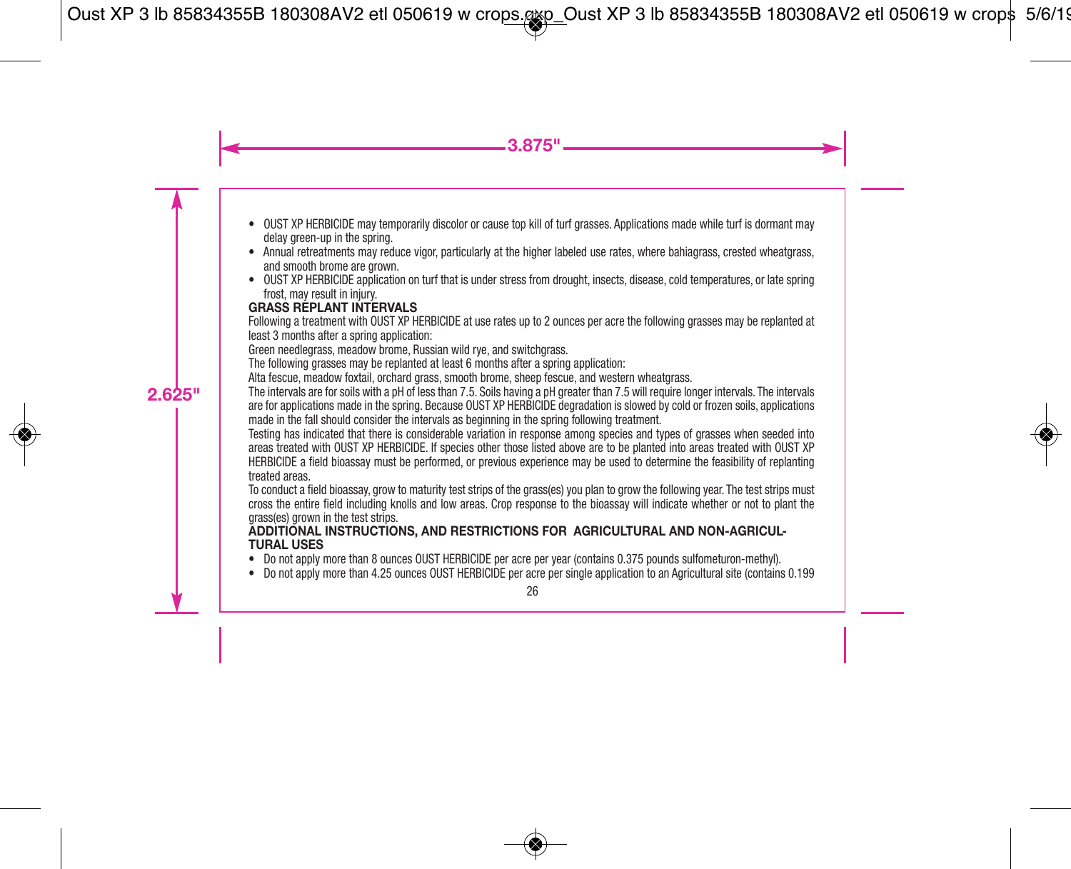- OUST XP HERBICIDE may temporarily discolor or cause top kill of turf grasses. Applications made while turf is dormant may delay green-up in the spring.
- Annual retreatments may reduce vigor, particularly at the higher labeled use rates, where bahiagrass, crested wheatgrass, and smooth brome are grown.
- OUST XP HERBICIDE application on turf that is under stress from drought, insects, disease, cold temperatures, or late spring frost, may result in injury.

**GRASS REPLANT INTERVALS**

Following a treatment with OUST XP HERBICIDE at use rates up to 2 ounces per acre the following grasses may be replanted at least 3 months after a spring application:

Green needlegrass, meadow brome, Russian wild rye, and switchgrass.

The following grasses may be replanted at least 6 months after a spring application:

Alta fescue, meadow foxtail, orchard grass, smooth brome, sheep fescue, and western wheatgrass.

The intervals are for soils with a pH of less than 7.5. Soils having a pH greater than 7.5 will require longer intervals. The intervals are for applications made in the spring. Because OUST XP HERBICIDE degradation is slowed by cold or frozen soils, applications made in the fall should consider the intervals as beginning in the spring following treatment.

Testing has indicated that there is considerable variation in response among species and types of grasses when seeded into areas treated with OUST XP HERBICIDE. If species other those listed above are to be planted into areas treated with OUST XP HERBICIDE a field bioassay must be performed, or previous experience may be used to determine the feasibility of replanting treated areas.

To conduct a field bioassay, grow to maturity test strips of the grass(es) you plan to grow the following year. The test strips must cross the entire field including knolls and low areas. Crop response to the bioassay will indicate whether or not to plant the grass(es) grown in the test strips.

**ADDITIONAL INSTRUCTIONS, AND RESTRICTIONS FOR AGRICULTURAL AND NON-AGRICULTURAL USES**

- Do not apply more than 8 ounces OUST HERBICIDE per acre per year (contains 0.375 pounds sulfometuron-methyl).
- Do not apply more than 4.25 ounces OUST HERBICIDE per acre per single application to an Agricultural site (contains 0.199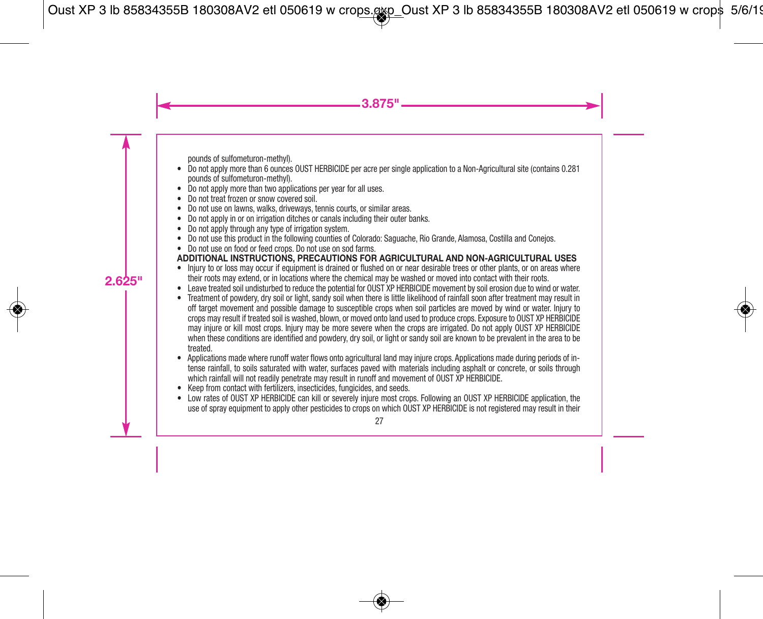pounds of sulfometuron-methyl).

- Do not apply more than 6 ounces OUST HERBICIDE per acre per single application to a Non-Agricultural site (contains 0.281 pounds of sulfometuron-methyl).
- Do not apply more than two applications per year for all uses.
- Do not treat frozen or snow covered soil.
- Do not use on lawns, walks, driveways, tennis courts, or similar areas.
- Do not apply in or on irrigation ditches or canals including their outer banks.
- Do not apply through any type of irrigation system.
- Do not use this product in the following counties of Colorado: Saguache, Rio Grande, Alamosa, Costilla and Conejos.
- Do not use on food or feed crops. Do not use on sod farms.

**ADDITIONAL INSTRUCTIONS, PRECAUTIONS FOR AGRICULTURAL AND NON-AGRICULTURAL USES**

- Injury to or loss may occur if equipment is drained or flushed on or near desirable trees or other plants, or on areas where their roots may extend, or in locations where the chemical may be washed or moved into contact with their roots.
- Leave treated soil undisturbed to reduce the potential for OUST XP HERBICIDE movement by soil erosion due to wind or water.
- Treatment of powdery, dry soil or light, sandy soil when there is little likelihood of rainfall soon after treatment may result in off target movement and possible damage to susceptible crops when soil particles are moved by wind or water. Injury to crops may result if treated soil is washed, blown, or moved onto land used to produce crops. Exposure to OUST XP HERBICIDE may injure or kill most crops. Injury may be more severe when the crops are irrigated. Do not apply OUST XP HERBICIDE when these conditions are identified and powdery, dry soil, or light or sandy soil are known to be prevalent in the area to be treated.
- Applications made where runoff water flows onto agricultural land may injure crops. Applications made during periods of intense rainfall, to soils saturated with water, surfaces paved with materials including asphalt or concrete, or soils through which rainfall will not readily penetrate may result in runoff and movement of OUST XP HERBICIDE.
- Keep from contact with fertilizers, insecticides, fungicides, and seeds.
- Low rates of OUST XP HERBICIDE can kill or severely injure most crops. Following an OUST XP HERBICIDE application, the use of spray equipment to apply other pesticides to crops on which OUST XP HERBICIDE is not registered may result in their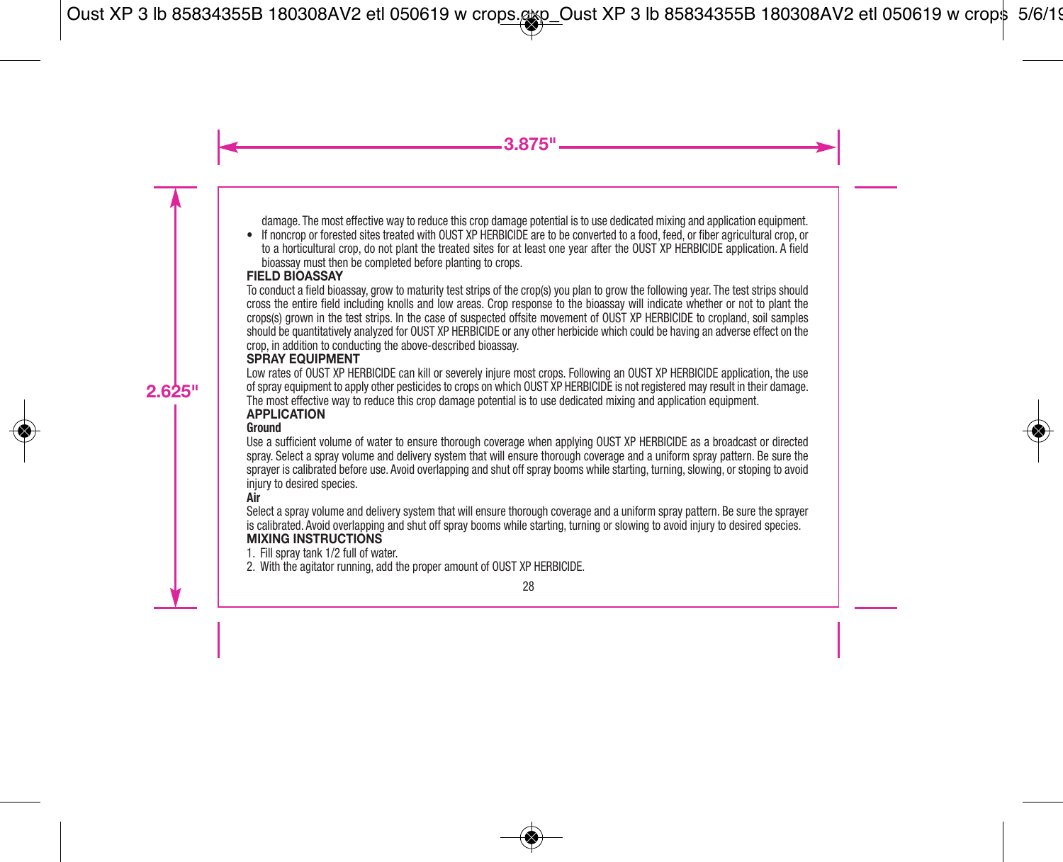damage. The most effective way to reduce this crop damage potential is to use dedicated mixing and application equipment.

- If noncrop or forested sites treated with OUST XP HERBICIDE are to be converted to a food, feed, or fiber agricultural crop, or to a horticultural crop, do not plant the treated sites for at least one year after the OUST XP HERBICIDE application. A field bioassay must then be completed before planting to crops.

**FIELD BIOASSAY**

To conduct a field bioassay, grow to maturity test strips of the crop(s) you plan to grow the following year. The test strips should cross the entire field including knolls and low areas. Crop response to the bioassay will indicate whether or not to plant the crops(s) grown in the test strips. In the case of suspected offsite movement of OUST XP HERBICIDE to cropland, soil samples should be quantitatively analyzed for OUST XP HERBICIDE or any other herbicide which could be having an adverse effect on the crop, in addition to conducting the above-described bioassay.

**SPRAY EQUIPMENT**

Low rates of OUST XP HERBICIDE can kill or severely injure most crops. Following an OUST XP HERBICIDE application, the use of spray equipment to apply other pesticides to crops on which OUST XP HERBICIDE is not registered may result in their damage. The most effective way to reduce this crop damage potential is to use dedicated mixing and application equipment.

**APPLICATION**

**Ground**

Use a sufficient volume of water to ensure thorough coverage when applying OUST XP HERBICIDE as a broadcast or directed spray. Select a spray volume and delivery system that will ensure thorough coverage and a uniform spray pattern. Be sure the sprayer is calibrated before use. Avoid overlapping and shut off spray booms while starting, turning, slowing, or stoping to avoid injury to desired species.

**Air**

Select a spray volume and delivery system that will ensure thorough coverage and a uniform spray pattern. Be sure the sprayer is calibrated. Avoid overlapping and shut off spray booms while starting, turning or slowing to avoid injury to desired species.

**MIXING INSTRUCTIONS**

1. Fill spray tank 1/2 full of water.
2. With the agitator running, add the proper amount of OUST XP HERBICIDE.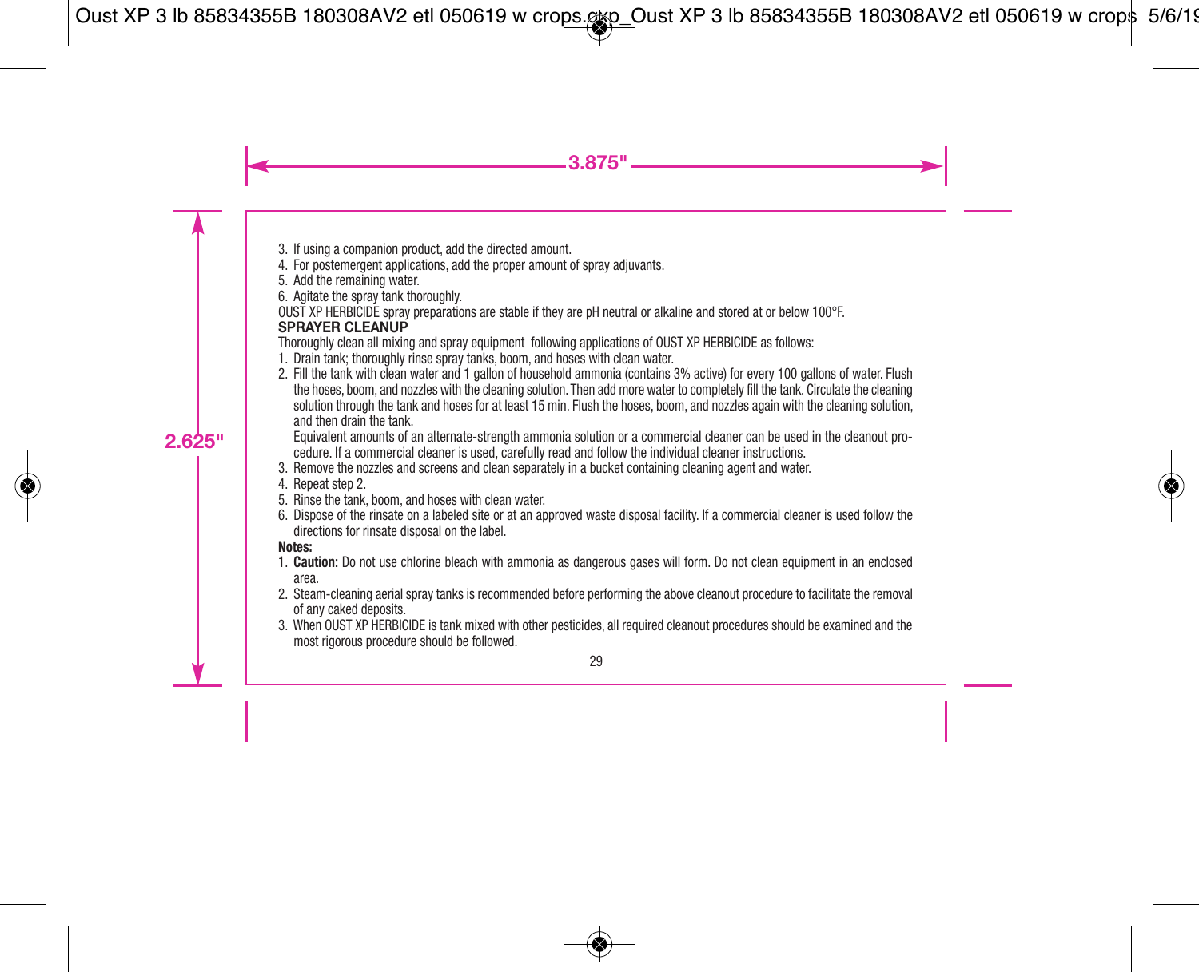3. If using a companion product, add the directed amount.
4. For postemergent applications, add the proper amount of spray adjuvants.
5. Add the remaining water.
6. Agitate the spray tank thoroughly.

OUST XP HERBICIDE spray preparations are stable if they are pH neutral or alkaline and stored at or below 100°F.

**SPRAYER CLEANUP**

Thoroughly clean all mixing and spray equipment following applications of OUST XP HERBICIDE as follows:

1. Drain tank; thoroughly rinse spray tanks, boom, and hoses with clean water.
2. Fill the tank with clean water and 1 gallon of household ammonia (contains 3% active) for every 100 gallons of water. Flush the hoses, boom, and nozzles with the cleaning solution. Then add more water to completely fill the tank. Circulate the cleaning solution through the tank and hoses for at least 15 min. Flush the hoses, boom, and nozzles again with the cleaning solution, and then drain the tank.

   Equivalent amounts of an alternate-strength ammonia solution or a commercial cleaner can be used in the cleanout procedure. If a commercial cleaner is used, carefully read and follow the individual cleaner instructions.
3. Remove the nozzles and screens and clean separately in a bucket containing cleaning agent and water.
4. Repeat step 2.
5. Rinse the tank, boom, and hoses with clean water.
6. Dispose of the rinsate on a labeled site or at an approved waste disposal facility. If a commercial cleaner is used follow the directions for rinsate disposal on the label.

**Notes:**

1. **Caution:** Do not use chlorine bleach with ammonia as dangerous gases will form. Do not clean equipment in an enclosed area.
2. Steam-cleaning aerial spray tanks is recommended before performing the above cleanout procedure to facilitate the removal of any caked deposits.
3. When OUST XP HERBICIDE is tank mixed with other pesticides, all required cleanout procedures should be examined and the most rigorous procedure should be followed.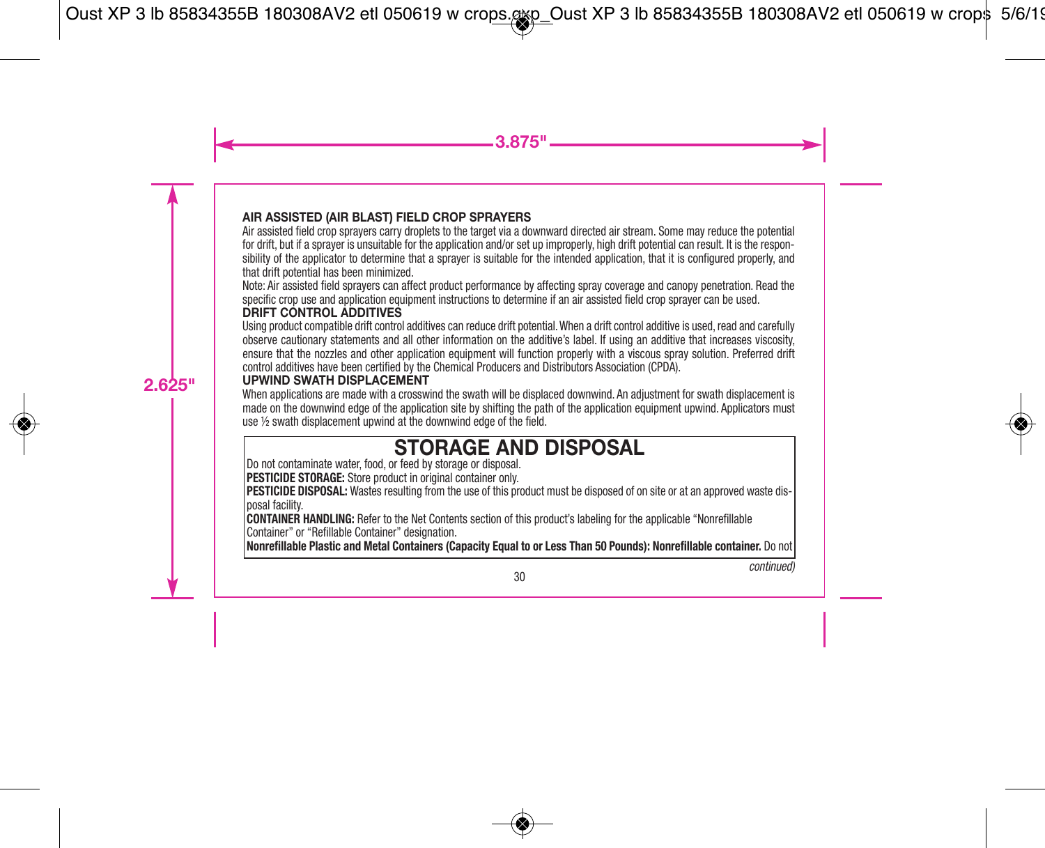**AIR ASSISTED (AIR BLAST) FIELD CROP SPRAYERS**

Air assisted field crop sprayers carry droplets to the target via a downward directed air stream. Some may reduce the potential for drift, but if a sprayer is unsuitable for the application and/or set up improperly, high drift potential can result. It is the responsibility of the applicator to determine that a sprayer is suitable for the intended application, that it is configured properly, and that drift potential has been minimized.

Note: Air assisted field sprayers can affect product performance by affecting spray coverage and canopy penetration. Read the specific crop use and application equipment instructions to determine if an air assisted field crop sprayer can be used.

**DRIFT CONTROL ADDITIVES**

Using product compatible drift control additives can reduce drift potential. When a drift control additive is used, read and carefully observe cautionary statements and all other information on the additive's label. If using an additive that increases viscosity, ensure that the nozzles and other application equipment will function properly with a viscous spray solution. Preferred drift control additives have been certified by the Chemical Producers and Distributors Association (CPDA).

**UPWIND SWATH DISPLACEMENT**

When applications are made with a crosswind the swath will be displaced downwind. An adjustment for swath displacement is made on the downwind edge of the application site by shifting the path of the application equipment upwind. Applicators must use ½ swath displacement upwind at the downwind edge of the field.

## STORAGE AND DISPOSAL

Do not contaminate water, food, or feed by storage or disposal.

**PESTICIDE STORAGE:** Store product in original container only.

**PESTICIDE DISPOSAL:** Wastes resulting from the use of this product must be disposed of on site or at an approved waste disposal facility.

**CONTAINER HANDLING:** Refer to the Net Contents section of this product's labeling for the applicable "Nonrefillable Container" or "Refillable Container" designation.

**Nonrefillable Plastic and Metal Containers (Capacity Equal to or Less Than 50 Pounds): Nonrefillable container.** Do not

*continued)*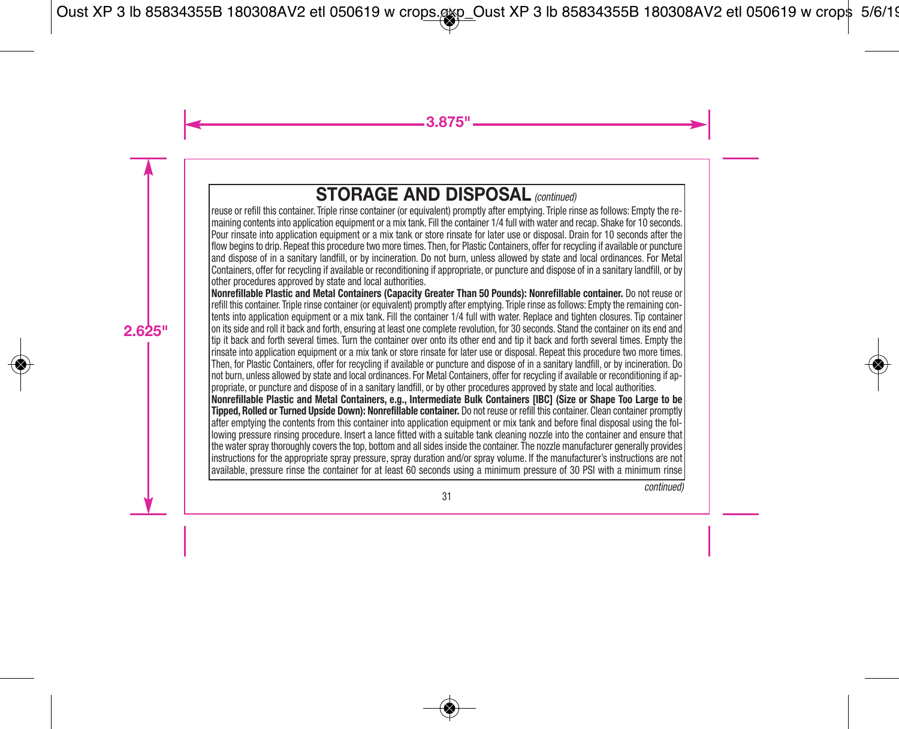## STORAGE AND DISPOSAL *(continued)*

reuse or refill this container. Triple rinse container (or equivalent) promptly after emptying. Triple rinse as follows: Empty the remaining contents into application equipment or a mix tank. Fill the container 1/4 full with water and recap. Shake for 10 seconds. Pour rinsate into application equipment or a mix tank or store rinsate for later use or disposal. Drain for 10 seconds after the flow begins to drip. Repeat this procedure two more times. Then, for Plastic Containers, offer for recycling if available or puncture and dispose of in a sanitary landfill, or by incineration. Do not burn, unless allowed by state and local ordinances. For Metal Containers, offer for recycling if available or reconditioning if appropriate, or puncture and dispose of in a sanitary landfill, or by other procedures approved by state and local authorities.

**Nonrefillable Plastic and Metal Containers (Capacity Greater Than 50 Pounds): Nonrefillable container.** Do not reuse or refill this container. Triple rinse container (or equivalent) promptly after emptying. Triple rinse as follows: Empty the remaining contents into application equipment or a mix tank. Fill the container 1/4 full with water. Replace and tighten closures. Tip container on its side and roll it back and forth, ensuring at least one complete revolution, for 30 seconds. Stand the container on its end and tip it back and forth several times. Turn the container over onto its other end and tip it back and forth several times. Empty the rinsate into application equipment or a mix tank or store rinsate for later use or disposal. Repeat this procedure two more times. Then, for Plastic Containers, offer for recycling if available or puncture and dispose of in a sanitary landfill, or by incineration. Do not burn, unless allowed by state and local ordinances. For Metal Containers, offer for recycling if available or reconditioning if appropriate, or puncture and dispose of in a sanitary landfill, or by other procedures approved by state and local authorities.

**Nonrefillable Plastic and Metal Containers, e.g., Intermediate Bulk Containers [IBC] (Size or Shape Too Large to be Tipped, Rolled or Turned Upside Down): Nonrefillable container.** Do not reuse or refill this container. Clean container promptly after emptying the contents from this container into application equipment or mix tank and before final disposal using the following pressure rinsing procedure. Insert a lance fitted with a suitable tank cleaning nozzle into the container and ensure that the water spray thoroughly covers the top, bottom and all sides inside the container. The nozzle manufacturer generally provides instructions for the appropriate spray pressure, spray duration and/or spray volume. If the manufacturer's instructions are not available, pressure rinse the container for at least 60 seconds using a minimum pressure of 30 PSI with a minimum rinse

*continued)*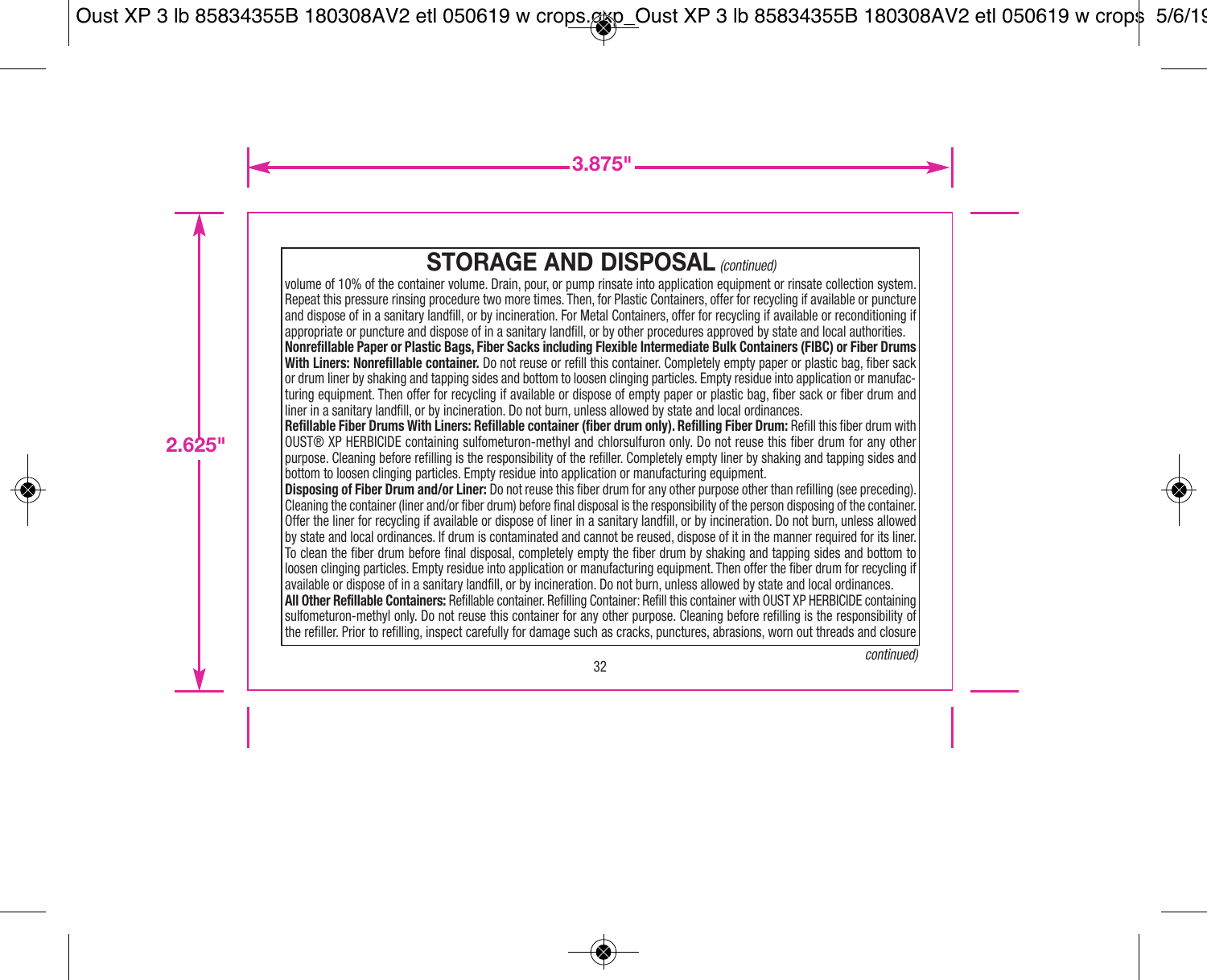## STORAGE AND DISPOSAL *(continued)*

volume of 10% of the container volume. Drain, pour, or pump rinsate into application equipment or rinsate collection system. Repeat this pressure rinsing procedure two more times. Then, for Plastic Containers, offer for recycling if available or puncture and dispose of in a sanitary landfill, or by incineration. For Metal Containers, offer for recycling if available or reconditioning if appropriate or puncture and dispose of in a sanitary landfill, or by other procedures approved by state and local authorities.

**Nonrefillable Paper or Plastic Bags, Fiber Sacks including Flexible Intermediate Bulk Containers (FIBC) or Fiber Drums With Liners: Nonrefillable container.** Do not reuse or refill this container. Completely empty paper or plastic bag, fiber sack or drum liner by shaking and tapping sides and bottom to loosen clinging particles. Empty residue into application or manufacturing equipment. Then offer for recycling if available or dispose of empty paper or plastic bag, fiber sack or fiber drum and liner in a sanitary landfill, or by incineration. Do not burn, unless allowed by state and local ordinances.

**Refillable Fiber Drums With Liners: Refillable container (fiber drum only). Refilling Fiber Drum:** Refill this fiber drum with OUST® XP HERBICIDE containing sulfometuron-methyl and chlorsulfuron only. Do not reuse this fiber drum for any other purpose. Cleaning before refilling is the responsibility of the refiller. Completely empty liner by shaking and tapping sides and bottom to loosen clinging particles. Empty residue into application or manufacturing equipment.

**Disposing of Fiber Drum and/or Liner:** Do not reuse this fiber drum for any other purpose other than refilling (see preceding). Cleaning the container (liner and/or fiber drum) before final disposal is the responsibility of the person disposing of the container. Offer the liner for recycling if available or dispose of liner in a sanitary landfill, or by incineration. Do not burn, unless allowed by state and local ordinances. If drum is contaminated and cannot be reused, dispose of it in the manner required for its liner. To clean the fiber drum before final disposal, completely empty the fiber drum by shaking and tapping sides and bottom to loosen clinging particles. Empty residue into application or manufacturing equipment. Then offer the fiber drum for recycling if available or dispose of in a sanitary landfill, or by incineration. Do not burn, unless allowed by state and local ordinances.

**All Other Refillable Containers:** Refillable container. Refilling Container: Refill this container with OUST XP HERBICIDE containing sulfometuron-methyl only. Do not reuse this container for any other purpose. Cleaning before refilling is the responsibility of the refiller. Prior to refilling, inspect carefully for damage such as cracks, punctures, abrasions, worn out threads and closure

*continued)*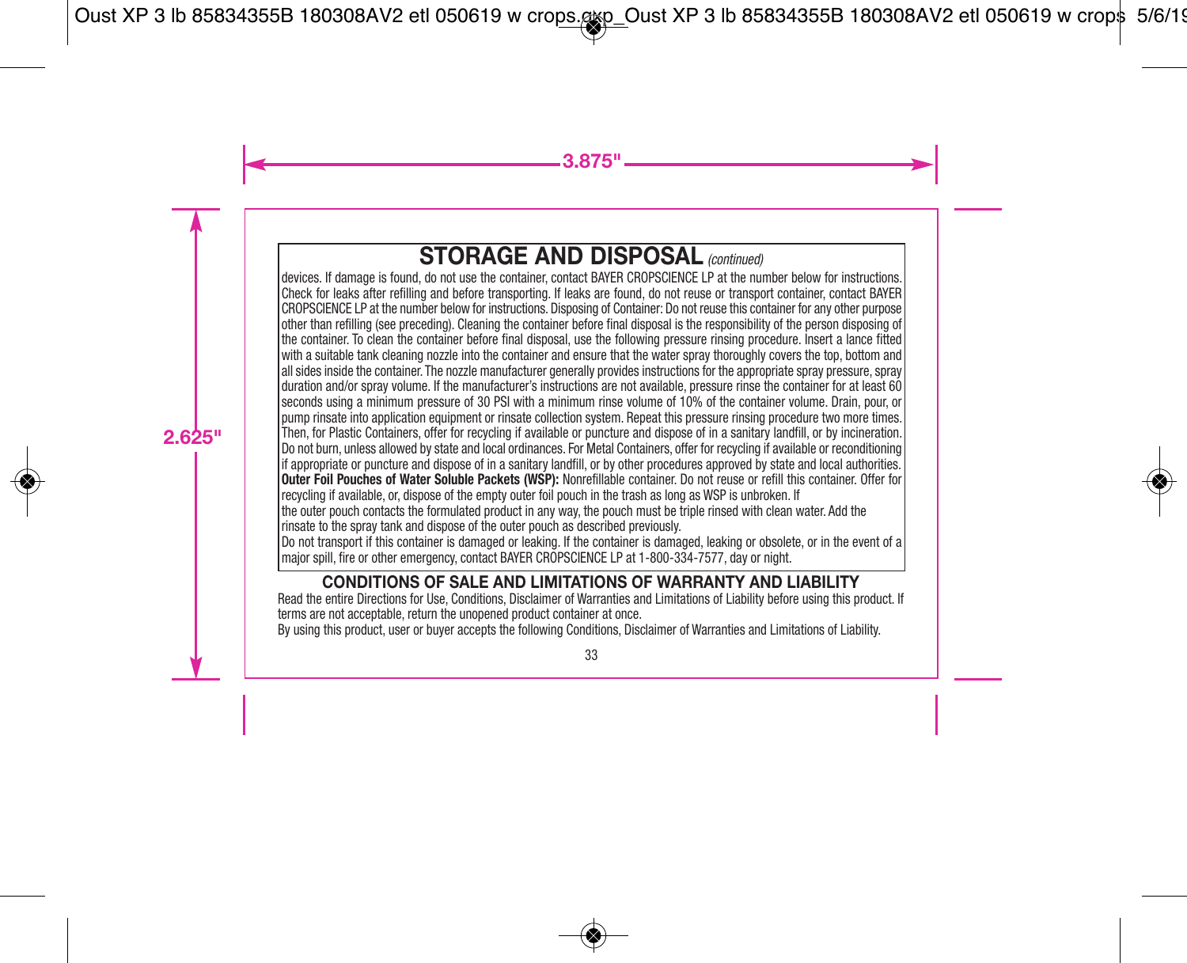## STORAGE AND DISPOSAL *(continued)*

devices. If damage is found, do not use the container, contact BAYER CROPSCIENCE LP at the number below for instructions. Check for leaks after refilling and before transporting. If leaks are found, do not reuse or transport container, contact BAYER CROPSCIENCE LP at the number below for instructions. Disposing of Container: Do not reuse this container for any other purpose other than refilling (see preceding). Cleaning the container before final disposal is the responsibility of the person disposing of the container. To clean the container before final disposal, use the following pressure rinsing procedure. Insert a lance fitted with a suitable tank cleaning nozzle into the container and ensure that the water spray thoroughly covers the top, bottom and all sides inside the container. The nozzle manufacturer generally provides instructions for the appropriate spray pressure, spray duration and/or spray volume. If the manufacturer's instructions are not available, pressure rinse the container for at least 60 seconds using a minimum pressure of 30 PSI with a minimum rinse volume of 10% of the container volume. Drain, pour, or pump rinsate into application equipment or rinsate collection system. Repeat this pressure rinsing procedure two more times. Then, for Plastic Containers, offer for recycling if available or puncture and dispose of in a sanitary landfill, or by incineration. Do not burn, unless allowed by state and local ordinances. For Metal Containers, offer for recycling if available or reconditioning if appropriate or puncture and dispose of in a sanitary landfill, or by other procedures approved by state and local authorities.

**Outer Foil Pouches of Water Soluble Packets (WSP):** Nonrefillable container. Do not reuse or refill this container. Offer for recycling if available, or, dispose of the empty outer foil pouch in the trash as long as WSP is unbroken. If the outer pouch contacts the formulated product in any way, the pouch must be triple rinsed with clean water. Add the rinsate to the spray tank and dispose of the outer pouch as described previously.

Do not transport if this container is damaged or leaking. If the container is damaged, leaking or obsolete, or in the event of a major spill, fire or other emergency, contact BAYER CROPSCIENCE LP at 1-800-334-7577, day or night.

## CONDITIONS OF SALE AND LIMITATIONS OF WARRANTY AND LIABILITY

Read the entire Directions for Use, Conditions, Disclaimer of Warranties and Limitations of Liability before using this product. If terms are not acceptable, return the unopened product container at once.

By using this product, user or buyer accepts the following Conditions, Disclaimer of Warranties and Limitations of Liability.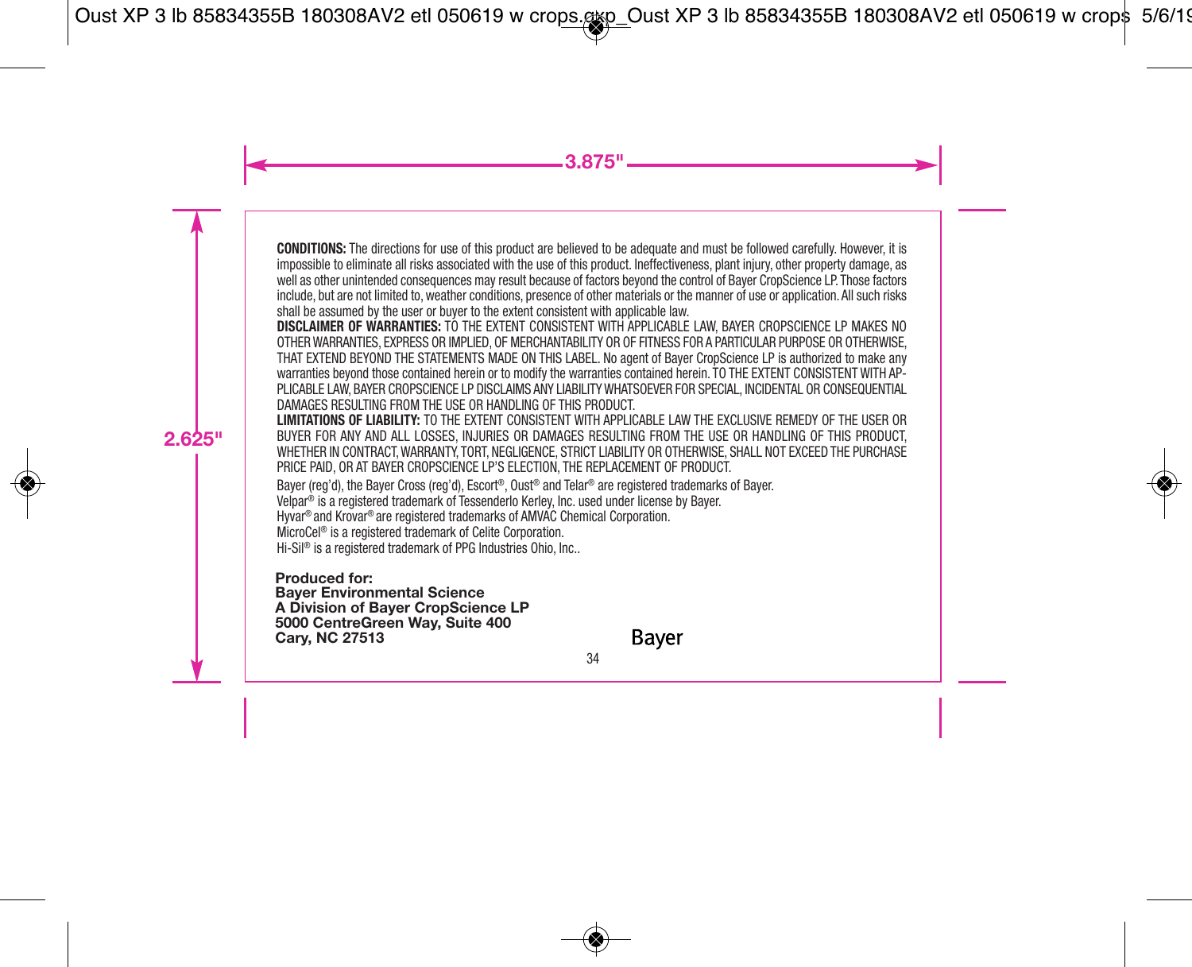**CONDITIONS:** The directions for use of this product are believed to be adequate and must be followed carefully. However, it is impossible to eliminate all risks associated with the use of this product. Ineffectiveness, plant injury, other property damage, as well as other unintended consequences may result because of factors beyond the control of Bayer CropScience LP. Those factors include, but are not limited to, weather conditions, presence of other materials or the manner of use or application. All such risks shall be assumed by the user or buyer to the extent consistent with applicable law.

**DISCLAIMER OF WARRANTIES:** TO THE EXTENT CONSISTENT WITH APPLICABLE LAW, BAYER CROPSCIENCE LP MAKES NO OTHER WARRANTIES, EXPRESS OR IMPLIED, OF MERCHANTABILITY OR OF FITNESS FOR A PARTICULAR PURPOSE OR OTHERWISE, THAT EXTEND BEYOND THE STATEMENTS MADE ON THIS LABEL. No agent of Bayer CropScience LP is authorized to make any warranties beyond those contained herein or to modify the warranties contained herein. TO THE EXTENT CONSISTENT WITH APPLICABLE LAW, BAYER CROPSCIENCE LP DISCLAIMS ANY LIABILITY WHATSOEVER FOR SPECIAL, INCIDENTAL OR CONSEQUENTIAL DAMAGES RESULTING FROM THE USE OR HANDLING OF THIS PRODUCT.

**LIMITATIONS OF LIABILITY:** TO THE EXTENT CONSISTENT WITH APPLICABLE LAW THE EXCLUSIVE REMEDY OF THE USER OR BUYER FOR ANY AND ALL LOSSES, INJURIES OR DAMAGES RESULTING FROM THE USE OR HANDLING OF THIS PRODUCT, WHETHER IN CONTRACT, WARRANTY, TORT, NEGLIGENCE, STRICT LIABILITY OR OTHERWISE, SHALL NOT EXCEED THE PURCHASE PRICE PAID, OR AT BAYER CROPSCIENCE LP'S ELECTION, THE REPLACEMENT OF PRODUCT.

Bayer (reg'd), the Bayer Cross (reg'd), Escort®, Oust® and Telar® are registered trademarks of Bayer.
Velpar® is a registered trademark of Tessenderlo Kerley, Inc. used under license by Bayer.
Hyvar® and Krovar® are registered trademarks of AMVAC Chemical Corporation.
MicroCel® is a registered trademark of Celite Corporation.
Hi-Sil® is a registered trademark of PPG Industries Ohio, Inc..

**Produced for:**
**Bayer Environmental Science**
**A Division of Bayer CropScience LP**
**5000 CentreGreen Way, Suite 400**
**Cary, NC 27513**

Bayer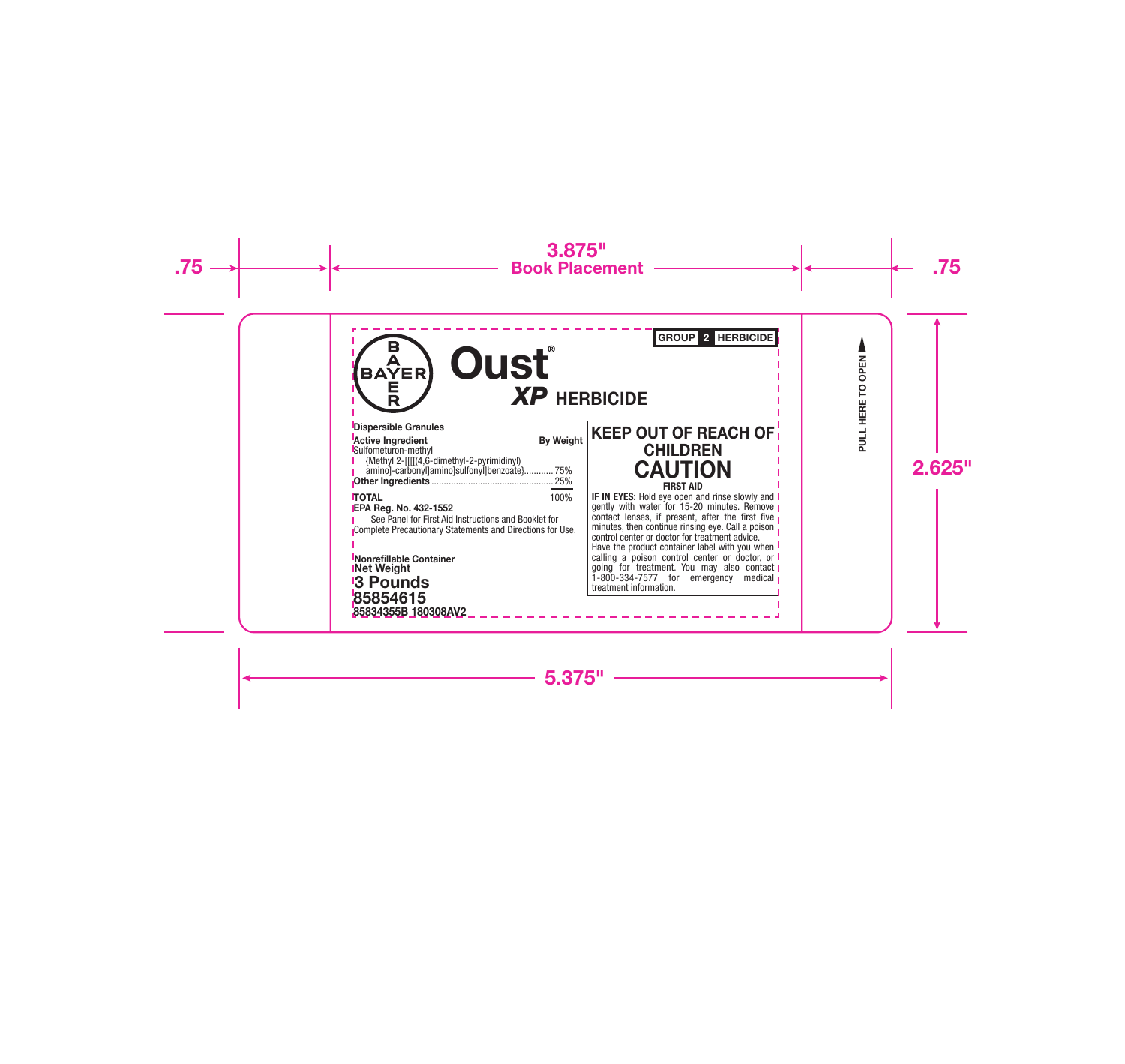.75

3.875"
Book Placement

.75

GROUP 2 HERBICIDE

BAYER

# Oust® XP HERBICIDE

**Dispersible Granules**

| **Active Ingredient** | **By Weight** |
| --- | --- |
| Sulfometuron-methyl {Methyl 2-[[[[(4,6-dimethyl-2-pyrimidinyl) amino]-carbonyl]amino]sulfonyl]benzoate} | 75% |
| **Other Ingredients** | 25% |
| **TOTAL** | 100% |

**EPA Reg. No. 432-1552**

See Panel for First Aid Instructions and Booklet for Complete Precautionary Statements and Directions for Use.

**Nonrefillable Container**
**Net Weight**
**3 Pounds**
**85854615**
**85834355B 180308AV2**

## KEEP OUT OF REACH OF CHILDREN
## CAUTION

**FIRST AID**

**IF IN EYES:** Hold eye open and rinse slowly and gently with water for 15-20 minutes. Remove contact lenses, if present, after the first five minutes, then continue rinsing eye. Call a poison control center or doctor for treatment advice. Have the product container label with you when calling a poison control center or doctor, or going for treatment. You may also contact 1-800-334-7577 for emergency medical treatment information.

PULL HERE TO OPEN

2.625"

5.375"